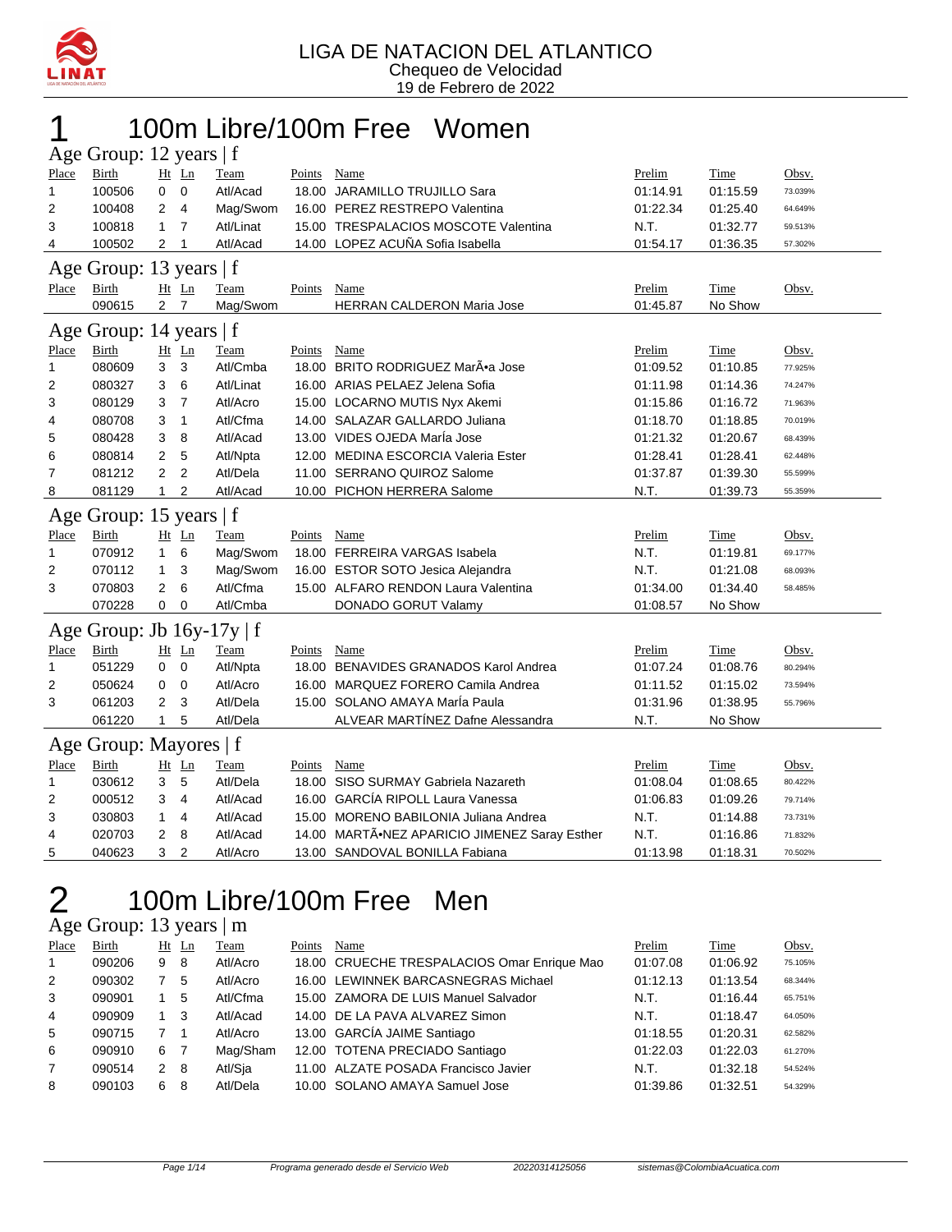LIGA DE NATACION DEL ATLANTICO
Chequeo de Velocidad
19 de Febrero de 2022

# 1 100m Libre/100m Free Women

## Age Group: 12 years | f

| Place | Birth | Ht | Ln | Team | Points | Name | Prelim | Time | Obsv. |
|---|---|---|---|---|---|---|---|---|---|
| 1 | 100506 | 0 | 0 | Atl/Acad | 18.00 | JARAMILLO TRUJILLO Sara | 01:14.91 | 01:15.59 | 73.039% |
| 2 | 100408 | 2 | 4 | Mag/Swom | 16.00 | PEREZ RESTREPO Valentina | 01:22.34 | 01:25.40 | 64.649% |
| 3 | 100818 | 1 | 7 | Atl/Linat | 15.00 | TRESPALACIOS MOSCOTE Valentina | N.T. | 01:32.77 | 59.513% |
| 4 | 100502 | 2 | 1 | Atl/Acad | 14.00 | LOPEZ ACUÑA Sofia Isabella | 01:54.17 | 01:36.35 | 57.302% |

## Age Group: 13 years | f

| Place | Birth | Ht | Ln | Team | Points | Name | Prelim | Time | Obsv. |
|---|---|---|---|---|---|---|---|---|---|
| | 090615 | 2 | 7 | Mag/Swom | | HERRAN CALDERON Maria Jose | 01:45.87 | No Show | |

## Age Group: 14 years | f

| Place | Birth | Ht | Ln | Team | Points | Name | Prelim | Time | Obsv. |
|---|---|---|---|---|---|---|---|---|---|
| 1 | 080609 | 3 | 3 | Atl/Cmba | 18.00 | BRITO RODRIGUEZ MarÃ•a Jose | 01:09.52 | 01:10.85 | 77.925% |
| 2 | 080327 | 3 | 6 | Atl/Linat | 16.00 | ARIAS PELAEZ Jelena Sofia | 01:11.98 | 01:14.36 | 74.247% |
| 3 | 080129 | 3 | 7 | Atl/Acro | 15.00 | LOCARNO MUTIS Nyx Akemi | 01:15.86 | 01:16.72 | 71.963% |
| 4 | 080708 | 3 | 1 | Atl/Cfma | 14.00 | SALAZAR GALLARDO Juliana | 01:18.70 | 01:18.85 | 70.019% |
| 5 | 080428 | 3 | 8 | Atl/Acad | 13.00 | VIDES OJEDA MarÍa Jose | 01:21.32 | 01:20.67 | 68.439% |
| 6 | 080814 | 2 | 5 | Atl/Npta | 12.00 | MEDINA ESCORCIA Valeria Ester | 01:28.41 | 01:28.41 | 62.448% |
| 7 | 081212 | 2 | 2 | Atl/Dela | 11.00 | SERRANO QUIROZ Salome | 01:37.87 | 01:39.30 | 55.599% |
| 8 | 081129 | 1 | 2 | Atl/Acad | 10.00 | PICHON HERRERA Salome | N.T. | 01:39.73 | 55.359% |

## Age Group: 15 years | f

| Place | Birth | Ht | Ln | Team | Points | Name | Prelim | Time | Obsv. |
|---|---|---|---|---|---|---|---|---|---|
| 1 | 070912 | 1 | 6 | Mag/Swom | 18.00 | FERREIRA VARGAS Isabela | N.T. | 01:19.81 | 69.177% |
| 2 | 070112 | 1 | 3 | Mag/Swom | 16.00 | ESTOR SOTO Jesica Alejandra | N.T. | 01:21.08 | 68.093% |
| 3 | 070803 | 2 | 6 | Atl/Cfma | 15.00 | ALFARO RENDON Laura Valentina | 01:34.00 | 01:34.40 | 58.485% |
| | 070228 | 0 | 0 | Atl/Cmba | | DONADO GORUT Valamy | 01:08.57 | No Show | |

## Age Group: Jb 16y-17y | f

| Place | Birth | Ht | Ln | Team | Points | Name | Prelim | Time | Obsv. |
|---|---|---|---|---|---|---|---|---|---|
| 1 | 051229 | 0 | 0 | Atl/Npta | 18.00 | BENAVIDES GRANADOS Karol Andrea | 01:07.24 | 01:08.76 | 80.294% |
| 2 | 050624 | 0 | 0 | Atl/Acro | 16.00 | MARQUEZ FORERO Camila Andrea | 01:11.52 | 01:15.02 | 73.594% |
| 3 | 061203 | 2 | 3 | Atl/Dela | 15.00 | SOLANO AMAYA MarÍa Paula | 01:31.96 | 01:38.95 | 55.796% |
| | 061220 | 1 | 5 | Atl/Dela | | ALVEAR MARTÍNEZ Dafne Alessandra | N.T. | No Show | |

## Age Group: Mayores | f

| Place | Birth | Ht | Ln | Team | Points | Name | Prelim | Time | Obsv. |
|---|---|---|---|---|---|---|---|---|---|
| 1 | 030612 | 3 | 5 | Atl/Dela | 18.00 | SISO SURMAY Gabriela Nazareth | 01:08.04 | 01:08.65 | 80.422% |
| 2 | 000512 | 3 | 4 | Atl/Acad | 16.00 | GARCÍA RIPOLL Laura Vanessa | 01:06.83 | 01:09.26 | 79.714% |
| 3 | 030803 | 1 | 4 | Atl/Acad | 15.00 | MORENO BABILONIA Juliana Andrea | N.T. | 01:14.88 | 73.731% |
| 4 | 020703 | 2 | 8 | Atl/Acad | 14.00 | MARTÃ•NEZ APARICIO JIMENEZ Saray Esther | N.T. | 01:16.86 | 71.832% |
| 5 | 040623 | 3 | 2 | Atl/Acro | 13.00 | SANDOVAL BONILLA Fabiana | 01:13.98 | 01:18.31 | 70.502% |

# 2 100m Libre/100m Free Men

## Age Group: 13 years | m

| Place | Birth | Ht | Ln | Team | Points | Name | Prelim | Time | Obsv. |
|---|---|---|---|---|---|---|---|---|---|
| 1 | 090206 | 9 | 8 | Atl/Acro | 18.00 | CRUECHE TRESPALACIOS Omar Enrique Mao | 01:07.08 | 01:06.92 | 75.105% |
| 2 | 090302 | 7 | 5 | Atl/Acro | 16.00 | LEWINNEK BARCASNEGRAS Michael | 01:12.13 | 01:13.54 | 68.344% |
| 3 | 090901 | 1 | 5 | Atl/Cfma | 15.00 | ZAMORA DE LUIS Manuel Salvador | N.T. | 01:16.44 | 65.751% |
| 4 | 090909 | 1 | 3 | Atl/Acad | 14.00 | DE LA PAVA ALVAREZ Simon | N.T. | 01:18.47 | 64.050% |
| 5 | 090715 | 7 | 1 | Atl/Acro | 13.00 | GARCÍA JAIME Santiago | 01:18.55 | 01:20.31 | 62.582% |
| 6 | 090910 | 6 | 7 | Mag/Sham | 12.00 | TOTENA PRECIADO Santiago | 01:22.03 | 01:22.03 | 61.270% |
| 7 | 090514 | 2 | 8 | Atl/Sja | 11.00 | ALZATE POSADA Francisco Javier | N.T. | 01:32.18 | 54.524% |
| 8 | 090103 | 6 | 8 | Atl/Dela | 10.00 | SOLANO AMAYA Samuel Jose | 01:39.86 | 01:32.51 | 54.329% |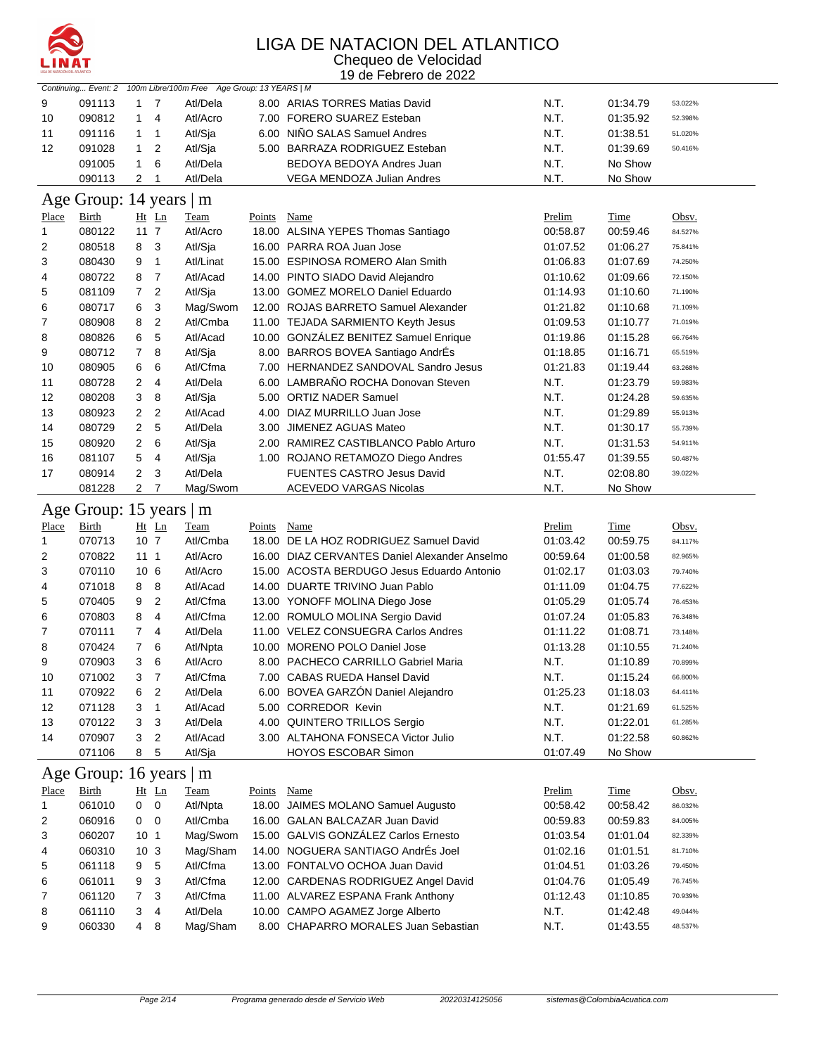# LIGA DE NATACION DEL ATLANTICO

Chequeo de Velocidad

19 de Febrero de 2022

*Continuing... Event: 2 100m Libre/100m Free Age Group: 13 YEARS | M*

| Place | Birth | Ht | Ln | Team | Points | Name | Prelim | Time | Obsv. |
|---|---|---|---|---|---|---|---|---|---|
| 9 | 091113 | 1 | 7 | Atl/Dela | 8.00 | ARIAS TORRES Matias David | N.T. | 01:34.79 | 53.022% |
| 10 | 090812 | 1 | 4 | Atl/Acro | 7.00 | FORERO SUAREZ Esteban | N.T. | 01:35.92 | 52.398% |
| 11 | 091116 | 1 | 1 | Atl/Sja | 6.00 | NIÑO SALAS Samuel Andres | N.T. | 01:38.51 | 51.020% |
| 12 | 091028 | 1 | 2 | Atl/Sja | 5.00 | BARRAZA RODRIGUEZ Esteban | N.T. | 01:39.69 | 50.416% |
| | 091005 | 1 | 6 | Atl/Dela | | BEDOYA BEDOYA Andres Juan | N.T. | No Show | |
| | 090113 | 2 | 1 | Atl/Dela | | VEGA MENDOZA Julian Andres | N.T. | No Show | |

## Age Group: 14 years | m

| Place | Birth | Ht | Ln | Team | Points | Name | Prelim | Time | Obsv. |
|---|---|---|---|---|---|---|---|---|---|
| 1 | 080122 | 11 | 7 | Atl/Acro | 18.00 | ALSINA YEPES Thomas Santiago | 00:58.87 | 00:59.46 | 84.527% |
| 2 | 080518 | 8 | 3 | Atl/Sja | 16.00 | PARRA ROA Juan Jose | 01:07.52 | 01:06.27 | 75.841% |
| 3 | 080430 | 9 | 1 | Atl/Linat | 15.00 | ESPINOSA ROMERO Alan Smith | 01:06.83 | 01:07.69 | 74.250% |
| 4 | 080722 | 8 | 7 | Atl/Acad | 14.00 | PINTO SIADO David Alejandro | 01:10.62 | 01:09.66 | 72.150% |
| 5 | 081109 | 7 | 2 | Atl/Sja | 13.00 | GOMEZ MORELO Daniel Eduardo | 01:14.93 | 01:10.60 | 71.190% |
| 6 | 080717 | 6 | 3 | Mag/Swom | 12.00 | ROJAS BARRETO Samuel Alexander | 01:21.82 | 01:10.68 | 71.109% |
| 7 | 080908 | 8 | 2 | Atl/Cmba | 11.00 | TEJADA SARMIENTO Keyth Jesus | 01:09.53 | 01:10.77 | 71.019% |
| 8 | 080826 | 6 | 5 | Atl/Acad | 10.00 | GONZÁLEZ BENITEZ Samuel Enrique | 01:19.86 | 01:15.28 | 66.764% |
| 9 | 080712 | 7 | 8 | Atl/Sja | 8.00 | BARROS BOVEA Santiago AndrÉs | 01:18.85 | 01:16.71 | 65.519% |
| 10 | 080905 | 6 | 6 | Atl/Cfma | 7.00 | HERNANDEZ SANDOVAL Sandro Jesus | 01:21.83 | 01:19.44 | 63.268% |
| 11 | 080728 | 2 | 4 | Atl/Dela | 6.00 | LAMBRAÑO ROCHA Donovan Steven | N.T. | 01:23.79 | 59.983% |
| 12 | 080208 | 3 | 8 | Atl/Sja | 5.00 | ORTIZ NADER Samuel | N.T. | 01:24.28 | 59.635% |
| 13 | 080923 | 2 | 2 | Atl/Acad | 4.00 | DIAZ MURRILLO Juan Jose | N.T. | 01:29.89 | 55.913% |
| 14 | 080729 | 2 | 5 | Atl/Dela | 3.00 | JIMENEZ AGUAS Mateo | N.T. | 01:30.17 | 55.739% |
| 15 | 080920 | 2 | 6 | Atl/Sja | 2.00 | RAMIREZ CASTIBLANCO Pablo Arturo | N.T. | 01:31.53 | 54.911% |
| 16 | 081107 | 5 | 4 | Atl/Sja | 1.00 | ROJANO RETAMOZO Diego Andres | 01:55.47 | 01:39.55 | 50.487% |
| 17 | 080914 | 2 | 3 | Atl/Dela | | FUENTES CASTRO Jesus David | N.T. | 02:08.80 | 39.022% |
| | 081228 | 2 | 7 | Mag/Swom | | ACEVEDO VARGAS Nicolas | N.T. | No Show | |

## Age Group: 15 years | m

| Place | Birth | Ht | Ln | Team | Points | Name | Prelim | Time | Obsv. |
|---|---|---|---|---|---|---|---|---|---|
| 1 | 070713 | 10 | 7 | Atl/Cmba | 18.00 | DE LA HOZ RODRIGUEZ Samuel David | 01:03.42 | 00:59.75 | 84.117% |
| 2 | 070822 | 11 | 1 | Atl/Acro | 16.00 | DIAZ CERVANTES Daniel Alexander Anselmo | 00:59.64 | 01:00.58 | 82.965% |
| 3 | 070110 | 10 | 6 | Atl/Acro | 15.00 | ACOSTA BERDUGO Jesus Eduardo Antonio | 01:02.17 | 01:03.03 | 79.740% |
| 4 | 071018 | 8 | 8 | Atl/Acad | 14.00 | DUARTE TRIVINO Juan Pablo | 01:11.09 | 01:04.75 | 77.622% |
| 5 | 070405 | 9 | 2 | Atl/Cfma | 13.00 | YONOFF MOLINA Diego Jose | 01:05.29 | 01:05.74 | 76.453% |
| 6 | 070803 | 8 | 4 | Atl/Cfma | 12.00 | ROMULO MOLINA Sergio David | 01:07.24 | 01:05.83 | 76.348% |
| 7 | 070111 | 7 | 4 | Atl/Dela | 11.00 | VELEZ CONSUEGRA Carlos Andres | 01:11.22 | 01:08.71 | 73.148% |
| 8 | 070424 | 7 | 6 | Atl/Npta | 10.00 | MORENO POLO Daniel Jose | 01:13.28 | 01:10.55 | 71.240% |
| 9 | 070903 | 3 | 6 | Atl/Acro | 8.00 | PACHECO CARRILLO Gabriel Maria | N.T. | 01:10.89 | 70.899% |
| 10 | 071002 | 3 | 7 | Atl/Cfma | 7.00 | CABAS RUEDA Hansel David | N.T. | 01:15.24 | 66.800% |
| 11 | 070922 | 6 | 2 | Atl/Dela | 6.00 | BOVEA GARZÓN Daniel Alejandro | 01:25.23 | 01:18.03 | 64.411% |
| 12 | 071128 | 3 | 1 | Atl/Acad | 5.00 | CORREDOR Kevin | N.T. | 01:21.69 | 61.525% |
| 13 | 070122 | 3 | 3 | Atl/Dela | 4.00 | QUINTERO TRILLOS Sergio | N.T. | 01:22.01 | 61.285% |
| 14 | 070907 | 3 | 2 | Atl/Acad | 3.00 | ALTAHONA FONSECA Victor Julio | N.T. | 01:22.58 | 60.862% |
| | 071106 | 8 | 5 | Atl/Sja | | HOYOS ESCOBAR Simon | 01:07.49 | No Show | |

## Age Group: 16 years | m

| Place | Birth | Ht | Ln | Team | Points | Name | Prelim | Time | Obsv. |
|---|---|---|---|---|---|---|---|---|---|
| 1 | 061010 | 0 | 0 | Atl/Npta | 18.00 | JAIMES MOLANO Samuel Augusto | 00:58.42 | 00:58.42 | 86.032% |
| 2 | 060916 | 0 | 0 | Atl/Cmba | 16.00 | GALAN BALCAZAR Juan David | 00:59.83 | 00:59.83 | 84.005% |
| 3 | 060207 | 10 | 1 | Mag/Swom | 15.00 | GALVIS GONZÁLEZ Carlos Ernesto | 01:03.54 | 01:01.04 | 82.339% |
| 4 | 060310 | 10 | 3 | Mag/Sham | 14.00 | NOGUERA SANTIAGO AndrÉs Joel | 01:02.16 | 01:01.51 | 81.710% |
| 5 | 061118 | 9 | 5 | Atl/Cfma | 13.00 | FONTALVO OCHOA Juan David | 01:04.51 | 01:03.26 | 79.450% |
| 6 | 061011 | 9 | 3 | Atl/Cfma | 12.00 | CARDENAS RODRIGUEZ Angel David | 01:04.76 | 01:05.49 | 76.745% |
| 7 | 061120 | 7 | 3 | Atl/Cfma | 11.00 | ALVAREZ ESPANA Frank Anthony | 01:12.43 | 01:10.85 | 70.939% |
| 8 | 061110 | 3 | 4 | Atl/Dela | 10.00 | CAMPO AGAMEZ Jorge Alberto | N.T. | 01:42.48 | 49.044% |
| 9 | 060330 | 4 | 8 | Mag/Sham | 8.00 | CHAPARRO MORALES Juan Sebastian | N.T. | 01:43.55 | 48.537% |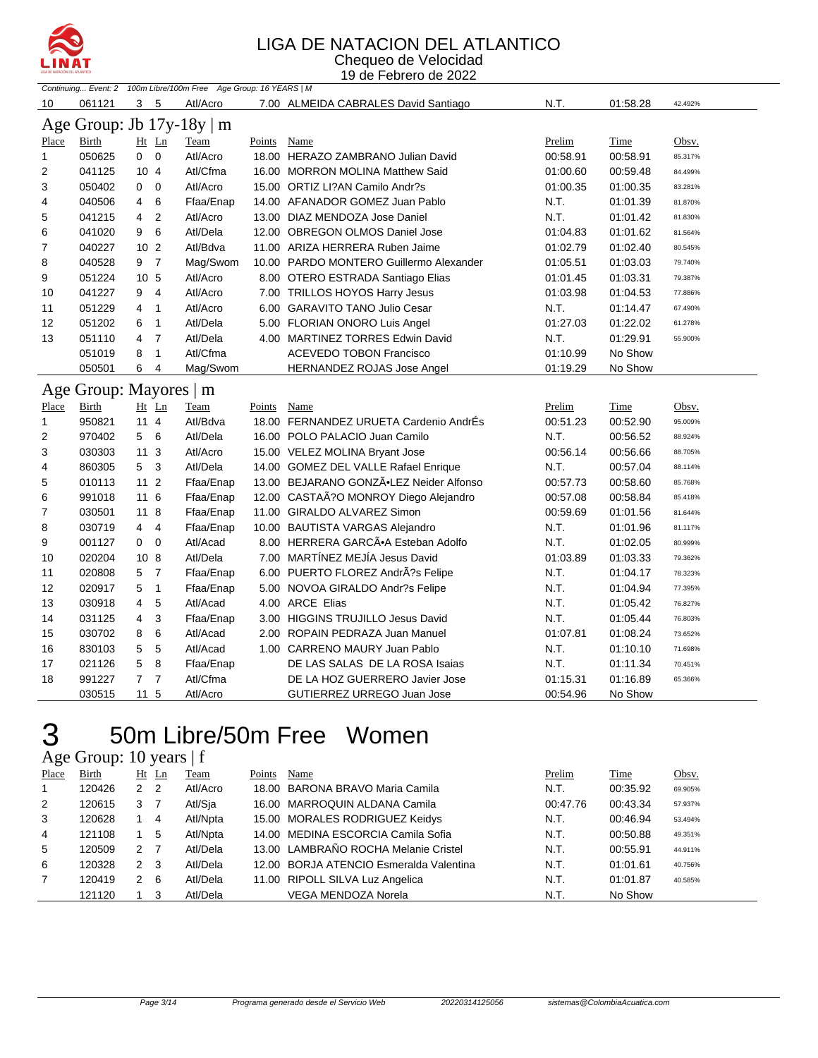# LIGA DE NATACION DEL ATLANTICO

Chequeo de Velocidad

19 de Febrero de 2022

*Continuing... Event: 2 100m Libre/100m Free Age Group: 16 YEARS | M*

| Place | Birth | Ht | Ln | Team | Points | Name | Prelim | Time | Obsv. |
|---|---|---|---|---|---|---|---|---|---|
| 10 | 061121 | 3 | 5 | Atl/Acro | 7.00 | ALMEIDA CABRALES David Santiago | N.T. | 01:58.28 | 42.492% |

## Age Group: Jb 17y-18y | m

| Place | Birth | Ht | Ln | Team | Points | Name | Prelim | Time | Obsv. |
|---|---|---|---|---|---|---|---|---|---|
| 1 | 050625 | 0 | 0 | Atl/Acro | 18.00 | HERAZO ZAMBRANO Julian David | 00:58.91 | 00:58.91 | 85.317% |
| 2 | 041125 | 10 | 4 | Atl/Cfma | 16.00 | MORRON MOLINA Matthew Said | 01:00.60 | 00:59.48 | 84.499% |
| 3 | 050402 | 0 | 0 | Atl/Acro | 15.00 | ORTIZ LI?AN Camilo Andr?s | 01:00.35 | 01:00.35 | 83.281% |
| 4 | 040506 | 4 | 6 | Ffaa/Enap | 14.00 | AFANADOR GOMEZ Juan Pablo | N.T. | 01:01.39 | 81.870% |
| 5 | 041215 | 4 | 2 | Atl/Acro | 13.00 | DIAZ MENDOZA Jose Daniel | N.T. | 01:01.42 | 81.830% |
| 6 | 041020 | 9 | 6 | Atl/Dela | 12.00 | OBREGON OLMOS Daniel Jose | 01:04.83 | 01:01.62 | 81.564% |
| 7 | 040227 | 10 | 2 | Atl/Bdva | 11.00 | ARIZA HERRERA Ruben Jaime | 01:02.79 | 01:02.40 | 80.545% |
| 8 | 040528 | 9 | 7 | Mag/Swom | 10.00 | PARDO MONTERO Guillermo Alexander | 01:05.51 | 01:03.03 | 79.740% |
| 9 | 051224 | 10 | 5 | Atl/Acro | 8.00 | OTERO ESTRADA Santiago Elias | 01:01.45 | 01:03.31 | 79.387% |
| 10 | 041227 | 9 | 4 | Atl/Acro | 7.00 | TRILLOS HOYOS Harry Jesus | 01:03.98 | 01:04.53 | 77.886% |
| 11 | 051229 | 4 | 1 | Atl/Acro | 6.00 | GARAVITO TANO Julio Cesar | N.T. | 01:14.47 | 67.490% |
| 12 | 051202 | 6 | 1 | Atl/Dela | 5.00 | FLORIAN ONORO Luis Angel | 01:27.03 | 01:22.02 | 61.278% |
| 13 | 051110 | 4 | 7 | Atl/Dela | 4.00 | MARTINEZ TORRES Edwin David | N.T. | 01:29.91 | 55.900% |
|  | 051019 | 8 | 1 | Atl/Cfma |  | ACEVEDO TOBON Francisco | 01:10.99 | No Show |  |
|  | 050501 | 6 | 4 | Mag/Swom |  | HERNANDEZ ROJAS Jose Angel | 01:19.29 | No Show |  |

## Age Group: Mayores | m

| Place | Birth | Ht | Ln | Team | Points | Name | Prelim | Time | Obsv. |
|---|---|---|---|---|---|---|---|---|---|
| 1 | 950821 | 11 | 4 | Atl/Bdva | 18.00 | FERNANDEZ URUETA Cardenio AndrÉs | 00:51.23 | 00:52.90 | 95.009% |
| 2 | 970402 | 5 | 6 | Atl/Dela | 16.00 | POLO PALACIO Juan Camilo | N.T. | 00:56.52 | 88.924% |
| 3 | 030303 | 11 | 3 | Atl/Acro | 15.00 | VELEZ MOLINA Bryant Jose | 00:56.14 | 00:56.66 | 88.705% |
| 4 | 860305 | 5 | 3 | Atl/Dela | 14.00 | GOMEZ DEL VALLE Rafael Enrique | N.T. | 00:57.04 | 88.114% |
| 5 | 010113 | 11 | 2 | Ffaa/Enap | 13.00 | BEJARANO GONZÃ•LEZ Neider Alfonso | 00:57.73 | 00:58.60 | 85.768% |
| 6 | 991018 | 11 | 6 | Ffaa/Enap | 12.00 | CASTAÃ?O MONROY Diego Alejandro | 00:57.08 | 00:58.84 | 85.418% |
| 7 | 030501 | 11 | 8 | Ffaa/Enap | 11.00 | GIRALDO ALVAREZ Simon | 00:59.69 | 01:01.56 | 81.644% |
| 8 | 030719 | 4 | 4 | Ffaa/Enap | 10.00 | BAUTISTA VARGAS Alejandro | N.T. | 01:01.96 | 81.117% |
| 9 | 001127 | 0 | 0 | Atl/Acad | 8.00 | HERRERA GARCÃ•A Esteban Adolfo | N.T. | 01:02.05 | 80.999% |
| 10 | 020204 | 10 | 8 | Atl/Dela | 7.00 | MARTÍNEZ MEJÍA Jesus David | 01:03.89 | 01:03.33 | 79.362% |
| 11 | 020808 | 5 | 7 | Ffaa/Enap | 6.00 | PUERTO FLOREZ AndrÃ?s Felipe | N.T. | 01:04.17 | 78.323% |
| 12 | 020917 | 5 | 1 | Ffaa/Enap | 5.00 | NOVOA GIRALDO Andr?s Felipe | N.T. | 01:04.94 | 77.395% |
| 13 | 030918 | 4 | 5 | Atl/Acad | 4.00 | ARCE Elias | N.T. | 01:05.42 | 76.827% |
| 14 | 031125 | 4 | 3 | Ffaa/Enap | 3.00 | HIGGINS TRUJILLO Jesus David | N.T. | 01:05.44 | 76.803% |
| 15 | 030702 | 8 | 6 | Atl/Acad | 2.00 | ROPAIN PEDRAZA Juan Manuel | 01:07.81 | 01:08.24 | 73.652% |
| 16 | 830103 | 5 | 5 | Atl/Acad | 1.00 | CARRENO MAURY Juan Pablo | N.T. | 01:10.10 | 71.698% |
| 17 | 021126 | 5 | 8 | Ffaa/Enap |  | DE LAS SALAS DE LA ROSA Isaias | N.T. | 01:11.34 | 70.451% |
| 18 | 991227 | 7 | 7 | Atl/Cfma |  | DE LA HOZ GUERRERO Javier Jose | 01:15.31 | 01:16.89 | 65.366% |
|  | 030515 | 11 | 5 | Atl/Acro |  | GUTIERREZ URREGO Juan Jose | 00:54.96 | No Show |  |

# 3 50m Libre/50m Free Women

## Age Group: 10 years | f

| Place | Birth | Ht | Ln | Team | Points | Name | Prelim | Time | Obsv. |
|---|---|---|---|---|---|---|---|---|---|
| 1 | 120426 | 2 | 2 | Atl/Acro | 18.00 | BARONA BRAVO Maria Camila | N.T. | 00:35.92 | 69.905% |
| 2 | 120615 | 3 | 7 | Atl/Sja | 16.00 | MARROQUIN ALDANA Camila | 00:47.76 | 00:43.34 | 57.937% |
| 3 | 120628 | 1 | 4 | Atl/Npta | 15.00 | MORALES RODRIGUEZ Keidys | N.T. | 00:46.94 | 53.494% |
| 4 | 121108 | 1 | 5 | Atl/Npta | 14.00 | MEDINA ESCORCIA Camila Sofia | N.T. | 00:50.88 | 49.351% |
| 5 | 120509 | 2 | 7 | Atl/Dela | 13.00 | LAMBRAÑO ROCHA Melanie Cristel | N.T. | 00:55.91 | 44.911% |
| 6 | 120328 | 2 | 3 | Atl/Dela | 12.00 | BORJA ATENCIO Esmeralda Valentina | N.T. | 01:01.61 | 40.756% |
| 7 | 120419 | 2 | 6 | Atl/Dela | 11.00 | RIPOLL SILVA Luz Angelica | N.T. | 01:01.87 | 40.585% |
|  | 121120 | 1 | 3 | Atl/Dela |  | VEGA MENDOZA Norela | N.T. | No Show |  |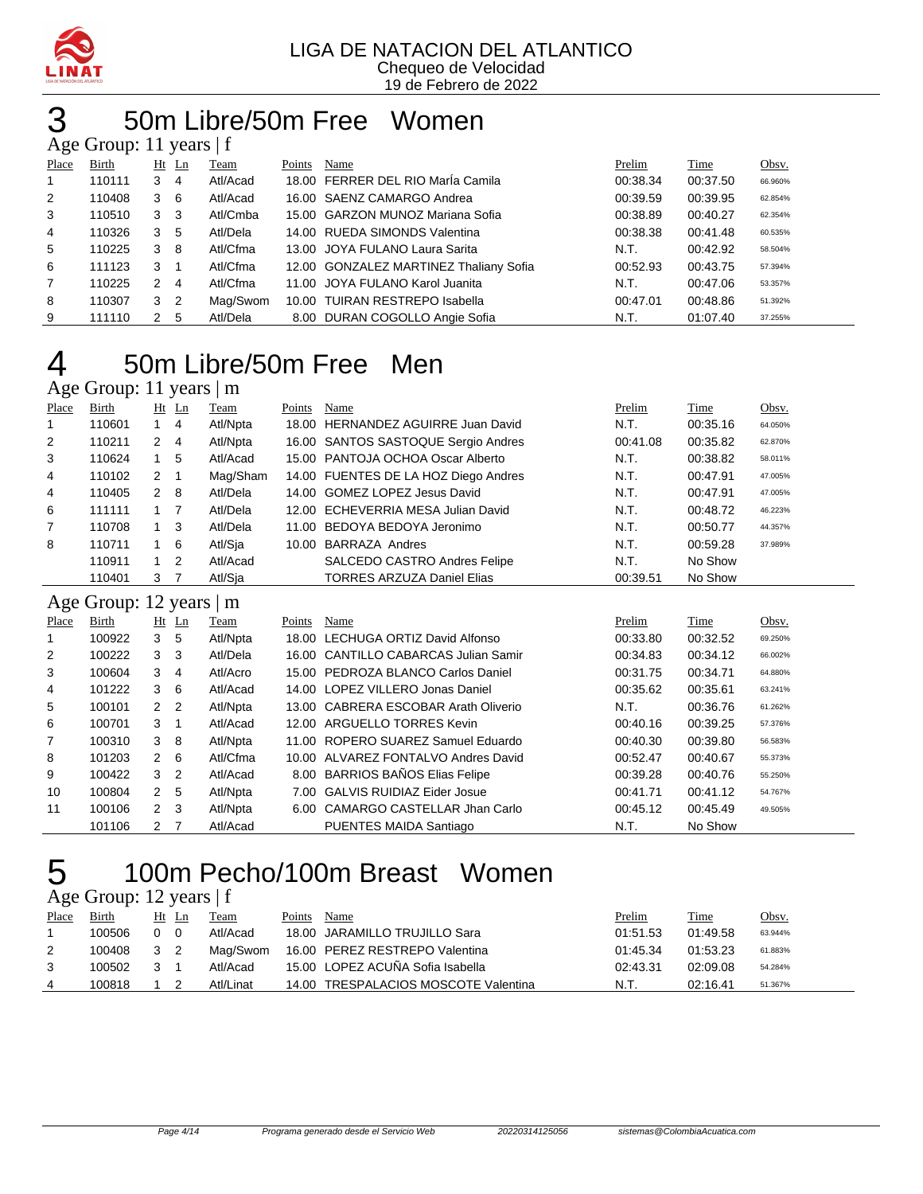LIGA DE NATACION DEL ATLANTICO
Chequeo de Velocidad
19 de Febrero de 2022

# 3 50m Libre/50m Free Women

## Age Group: 11 years | f

| Place | Birth | Ht | Ln | Team | Points | Name | Prelim | Time | Obsv. |
|---|---|---|---|---|---|---|---|---|---|
| 1 | 110111 | 3 | 4 | Atl/Acad | 18.00 | FERRER DEL RIO MarÍa Camila | 00:38.34 | 00:37.50 | 66.960% |
| 2 | 110408 | 3 | 6 | Atl/Acad | 16.00 | SAENZ CAMARGO Andrea | 00:39.59 | 00:39.95 | 62.854% |
| 3 | 110510 | 3 | 3 | Atl/Cmba | 15.00 | GARZON MUNOZ Mariana Sofia | 00:38.89 | 00:40.27 | 62.354% |
| 4 | 110326 | 3 | 5 | Atl/Dela | 14.00 | RUEDA SIMONDS Valentina | 00:38.38 | 00:41.48 | 60.535% |
| 5 | 110225 | 3 | 8 | Atl/Cfma | 13.00 | JOYA FULANO Laura Sarita | N.T. | 00:42.92 | 58.504% |
| 6 | 111123 | 3 | 1 | Atl/Cfma | 12.00 | GONZALEZ MARTINEZ Thaliany Sofia | 00:52.93 | 00:43.75 | 57.394% |
| 7 | 110225 | 2 | 4 | Atl/Cfma | 11.00 | JOYA FULANO Karol Juanita | N.T. | 00:47.06 | 53.357% |
| 8 | 110307 | 3 | 2 | Mag/Swom | 10.00 | TUIRAN RESTREPO Isabella | 00:47.01 | 00:48.86 | 51.392% |
| 9 | 111110 | 2 | 5 | Atl/Dela | 8.00 | DURAN COGOLLO Angie Sofia | N.T. | 01:07.40 | 37.255% |

# 4 50m Libre/50m Free Men

## Age Group: 11 years | m

| Place | Birth | Ht | Ln | Team | Points | Name | Prelim | Time | Obsv. |
|---|---|---|---|---|---|---|---|---|---|
| 1 | 110601 | 1 | 4 | Atl/Npta | 18.00 | HERNANDEZ AGUIRRE Juan David | N.T. | 00:35.16 | 64.050% |
| 2 | 110211 | 2 | 4 | Atl/Npta | 16.00 | SANTOS SASTOQUE Sergio Andres | 00:41.08 | 00:35.82 | 62.870% |
| 3 | 110624 | 1 | 5 | Atl/Acad | 15.00 | PANTOJA OCHOA Oscar Alberto | N.T. | 00:38.82 | 58.011% |
| 4 | 110102 | 2 | 1 | Mag/Sham | 14.00 | FUENTES DE LA HOZ Diego Andres | N.T. | 00:47.91 | 47.005% |
| 4 | 110405 | 2 | 8 | Atl/Dela | 14.00 | GOMEZ LOPEZ Jesus David | N.T. | 00:47.91 | 47.005% |
| 6 | 111111 | 1 | 7 | Atl/Dela | 12.00 | ECHEVERRIA MESA Julian David | N.T. | 00:48.72 | 46.223% |
| 7 | 110708 | 1 | 3 | Atl/Dela | 11.00 | BEDOYA BEDOYA Jeronimo | N.T. | 00:50.77 | 44.357% |
| 8 | 110711 | 1 | 6 | Atl/Sja | 10.00 | BARRAZA Andres | N.T. | 00:59.28 | 37.989% |
| | 110911 | 1 | 2 | Atl/Acad | | SALCEDO CASTRO Andres Felipe | N.T. | No Show | |
| | 110401 | 3 | 7 | Atl/Sja | | TORRES ARZUZA Daniel Elias | 00:39.51 | No Show | |

## Age Group: 12 years | m

| Place | Birth | Ht | Ln | Team | Points | Name | Prelim | Time | Obsv. |
|---|---|---|---|---|---|---|---|---|---|
| 1 | 100922 | 3 | 5 | Atl/Npta | 18.00 | LECHUGA ORTIZ David Alfonso | 00:33.80 | 00:32.52 | 69.250% |
| 2 | 100222 | 3 | 3 | Atl/Dela | 16.00 | CANTILLO CABARCAS Julian Samir | 00:34.83 | 00:34.12 | 66.002% |
| 3 | 100604 | 3 | 4 | Atl/Acro | 15.00 | PEDROZA BLANCO Carlos Daniel | 00:31.75 | 00:34.71 | 64.880% |
| 4 | 101222 | 3 | 6 | Atl/Acad | 14.00 | LOPEZ VILLERO Jonas Daniel | 00:35.62 | 00:35.61 | 63.241% |
| 5 | 100101 | 2 | 2 | Atl/Npta | 13.00 | CABRERA ESCOBAR Arath Oliverio | N.T. | 00:36.76 | 61.262% |
| 6 | 100701 | 3 | 1 | Atl/Acad | 12.00 | ARGUELLO TORRES Kevin | 00:40.16 | 00:39.25 | 57.376% |
| 7 | 100310 | 3 | 8 | Atl/Npta | 11.00 | ROPERO SUAREZ Samuel Eduardo | 00:40.30 | 00:39.80 | 56.583% |
| 8 | 101203 | 2 | 6 | Atl/Cfma | 10.00 | ALVAREZ FONTALVO Andres David | 00:52.47 | 00:40.67 | 55.373% |
| 9 | 100422 | 3 | 2 | Atl/Acad | 8.00 | BARRIOS BAÑOS Elias Felipe | 00:39.28 | 00:40.76 | 55.250% |
| 10 | 100804 | 2 | 5 | Atl/Npta | 7.00 | GALVIS RUIDIAZ Eider Josue | 00:41.71 | 00:41.12 | 54.767% |
| 11 | 100106 | 2 | 3 | Atl/Npta | 6.00 | CAMARGO CASTELLAR Jhan Carlo | 00:45.12 | 00:45.49 | 49.505% |
| | 101106 | 2 | 7 | Atl/Acad | | PUENTES MAIDA Santiago | N.T. | No Show | |

# 5 100m Pecho/100m Breast Women

## Age Group: 12 years | f

| Place | Birth | Ht | Ln | Team | Points | Name | Prelim | Time | Obsv. |
|---|---|---|---|---|---|---|---|---|---|
| 1 | 100506 | 0 | 0 | Atl/Acad | 18.00 | JARAMILLO TRUJILLO Sara | 01:51.53 | 01:49.58 | 63.944% |
| 2 | 100408 | 3 | 2 | Mag/Swom | 16.00 | PEREZ RESTREPO Valentina | 01:45.34 | 01:53.23 | 61.883% |
| 3 | 100502 | 3 | 1 | Atl/Acad | 15.00 | LOPEZ ACUÑA Sofia Isabella | 02:43.31 | 02:09.08 | 54.284% |
| 4 | 100818 | 1 | 2 | Atl/Linat | 14.00 | TRESPALACIOS MOSCOTE Valentina | N.T. | 02:16.41 | 51.367% |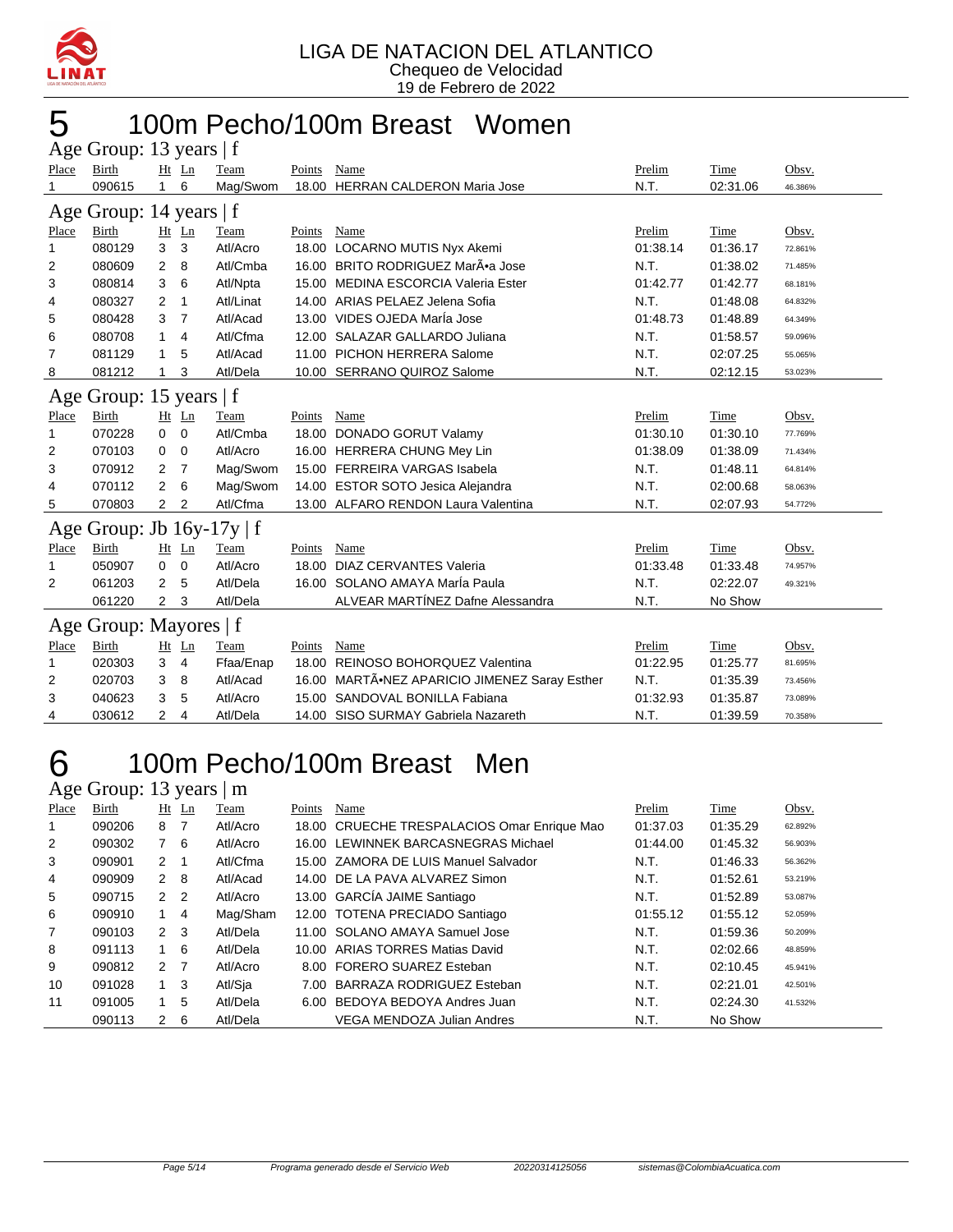LIGA DE NATACION DEL ATLANTICO
Chequeo de Velocidad
19 de Febrero de 2022

# 5 100m Pecho/100m Breast Women

## Age Group: 13 years | f

| Place | Birth | Ht | Ln | Team | Points | Name | Prelim | Time | Obsv. |
|---|---|---|---|---|---|---|---|---|---|
| 1 | 090615 | 1 | 6 | Mag/Swom | 18.00 | HERRAN CALDERON Maria Jose | N.T. | 02:31.06 | 46.386% |

## Age Group: 14 years | f

| Place | Birth | Ht | Ln | Team | Points | Name | Prelim | Time | Obsv. |
|---|---|---|---|---|---|---|---|---|---|
| 1 | 080129 | 3 | 3 | Atl/Acro | 18.00 | LOCARNO MUTIS Nyx Akemi | 01:38.14 | 01:36.17 | 72.861% |
| 2 | 080609 | 2 | 8 | Atl/Cmba | 16.00 | BRITO RODRIGUEZ MarÃ•a Jose | N.T. | 01:38.02 | 71.485% |
| 3 | 080814 | 3 | 6 | Atl/Npta | 15.00 | MEDINA ESCORCIA Valeria Ester | 01:42.77 | 01:42.77 | 68.181% |
| 4 | 080327 | 2 | 1 | Atl/Linat | 14.00 | ARIAS PELAEZ Jelena Sofia | N.T. | 01:48.08 | 64.832% |
| 5 | 080428 | 3 | 7 | Atl/Acad | 13.00 | VIDES OJEDA María Jose | 01:48.73 | 01:48.89 | 64.349% |
| 6 | 080708 | 1 | 4 | Atl/Cfma | 12.00 | SALAZAR GALLARDO Juliana | N.T. | 01:58.57 | 59.096% |
| 7 | 081129 | 1 | 5 | Atl/Acad | 11.00 | PICHON HERRERA Salome | N.T. | 02:07.25 | 55.065% |
| 8 | 081212 | 1 | 3 | Atl/Dela | 10.00 | SERRANO QUIROZ Salome | N.T. | 02:12.15 | 53.023% |

## Age Group: 15 years | f

| Place | Birth | Ht | Ln | Team | Points | Name | Prelim | Time | Obsv. |
|---|---|---|---|---|---|---|---|---|---|
| 1 | 070228 | 0 | 0 | Atl/Cmba | 18.00 | DONADO GORUT Valamy | 01:30.10 | 01:30.10 | 77.769% |
| 2 | 070103 | 0 | 0 | Atl/Acro | 16.00 | HERRERA CHUNG Mey Lin | 01:38.09 | 01:38.09 | 71.434% |
| 3 | 070912 | 2 | 7 | Mag/Swom | 15.00 | FERREIRA VARGAS Isabela | N.T. | 01:48.11 | 64.814% |
| 4 | 070112 | 2 | 6 | Mag/Swom | 14.00 | ESTOR SOTO Jesica Alejandra | N.T. | 02:00.68 | 58.063% |
| 5 | 070803 | 2 | 2 | Atl/Cfma | 13.00 | ALFARO RENDON Laura Valentina | N.T. | 02:07.93 | 54.772% |

## Age Group: Jb 16y-17y | f

| Place | Birth | Ht | Ln | Team | Points | Name | Prelim | Time | Obsv. |
|---|---|---|---|---|---|---|---|---|---|
| 1 | 050907 | 0 | 0 | Atl/Acro | 18.00 | DIAZ CERVANTES Valeria | 01:33.48 | 01:33.48 | 74.957% |
| 2 | 061203 | 2 | 5 | Atl/Dela | 16.00 | SOLANO AMAYA María Paula | N.T. | 02:22.07 | 49.321% |
|  | 061220 | 2 | 3 | Atl/Dela |  | ALVEAR MARTÍNEZ Dafne Alessandra | N.T. | No Show |  |

## Age Group: Mayores | f

| Place | Birth | Ht | Ln | Team | Points | Name | Prelim | Time | Obsv. |
|---|---|---|---|---|---|---|---|---|---|
| 1 | 020303 | 3 | 4 | Ffaa/Enap | 18.00 | REINOSO BOHORQUEZ Valentina | 01:22.95 | 01:25.77 | 81.695% |
| 2 | 020703 | 3 | 8 | Atl/Acad | 16.00 | MARTÃ•NEZ APARICIO JIMENEZ Saray Esther | N.T. | 01:35.39 | 73.456% |
| 3 | 040623 | 3 | 5 | Atl/Acro | 15.00 | SANDOVAL BONILLA Fabiana | 01:32.93 | 01:35.87 | 73.089% |
| 4 | 030612 | 2 | 4 | Atl/Dela | 14.00 | SISO SURMAY Gabriela Nazareth | N.T. | 01:39.59 | 70.358% |

# 6 100m Pecho/100m Breast Men

## Age Group: 13 years | m

| Place | Birth | Ht | Ln | Team | Points | Name | Prelim | Time | Obsv. |
|---|---|---|---|---|---|---|---|---|---|
| 1 | 090206 | 8 | 7 | Atl/Acro | 18.00 | CRUECHE TRESPALACIOS Omar Enrique Mao | 01:37.03 | 01:35.29 | 62.892% |
| 2 | 090302 | 7 | 6 | Atl/Acro | 16.00 | LEWINNEK BARCASNEGRAS Michael | 01:44.00 | 01:45.32 | 56.903% |
| 3 | 090901 | 2 | 1 | Atl/Cfma | 15.00 | ZAMORA DE LUIS Manuel Salvador | N.T. | 01:46.33 | 56.362% |
| 4 | 090909 | 2 | 8 | Atl/Acad | 14.00 | DE LA PAVA ALVAREZ Simon | N.T. | 01:52.61 | 53.219% |
| 5 | 090715 | 2 | 2 | Atl/Acro | 13.00 | GARCÍA JAIME Santiago | N.T. | 01:52.89 | 53.087% |
| 6 | 090910 | 1 | 4 | Mag/Sham | 12.00 | TOTENA PRECIADO Santiago | 01:55.12 | 01:55.12 | 52.059% |
| 7 | 090103 | 2 | 3 | Atl/Dela | 11.00 | SOLANO AMAYA Samuel Jose | N.T. | 01:59.36 | 50.209% |
| 8 | 091113 | 1 | 6 | Atl/Dela | 10.00 | ARIAS TORRES Matias David | N.T. | 02:02.66 | 48.859% |
| 9 | 090812 | 2 | 7 | Atl/Acro | 8.00 | FORERO SUAREZ Esteban | N.T. | 02:10.45 | 45.941% |
| 10 | 091028 | 1 | 3 | Atl/Sja | 7.00 | BARRAZA RODRIGUEZ Esteban | N.T. | 02:21.01 | 42.501% |
| 11 | 091005 | 1 | 5 | Atl/Dela | 6.00 | BEDOYA BEDOYA Andres Juan | N.T. | 02:24.30 | 41.532% |
|  | 090113 | 2 | 6 | Atl/Dela |  | VEGA MENDOZA Julian Andres | N.T. | No Show |  |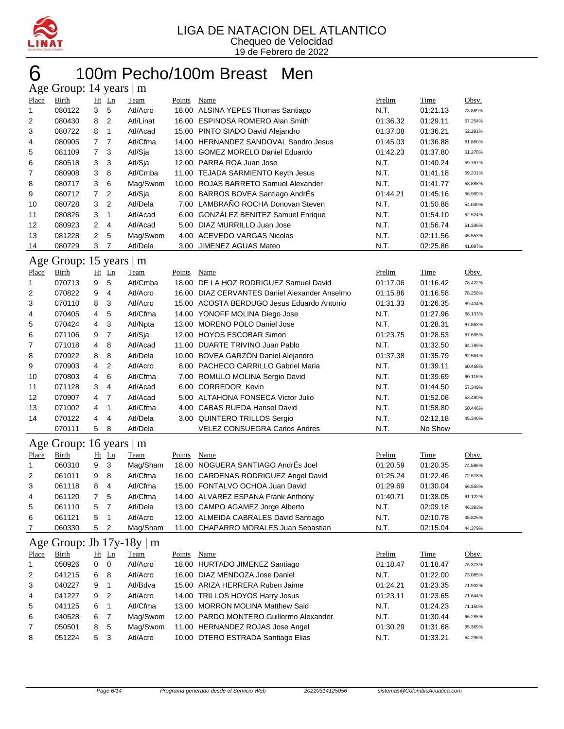# LIGA DE NATACION DEL ATLANTICO

Chequeo de Velocidad

19 de Febrero de 2022

## 6 100m Pecho/100m Breast Men

### Age Group: 14 years | m

| Place | Birth | Ht | Ln | Team | Points | Name | Prelim | Time | Obsv. |
|---|---|---|---|---|---|---|---|---|---|
| 1 | 080122 | 3 | 5 | Atl/Acro | 18.00 | ALSINA YEPES Thomas Santiago | N.T. | 01:21.13 | 73.869% |
| 2 | 080430 | 8 | 2 | Atl/Linat | 16.00 | ESPINOSA ROMERO Alan Smith | 01:36.32 | 01:29.11 | 67.254% |
| 3 | 080722 | 8 | 1 | Atl/Acad | 15.00 | PINTO SIADO David Alejandro | 01:37.08 | 01:36.21 | 62.291% |
| 4 | 080905 | 7 | 7 | Atl/Cfma | 14.00 | HERNANDEZ SANDOVAL Sandro Jesus | 01:45.03 | 01:36.88 | 61.860% |
| 5 | 081109 | 7 | 3 | Atl/Sja | 13.00 | GOMEZ MORELO Daniel Eduardo | 01:42.23 | 01:37.80 | 61.278% |
| 6 | 080518 | 3 | 3 | Atl/Sja | 12.00 | PARRA ROA Juan Jose | N.T. | 01:40.24 | 59.787% |
| 7 | 080908 | 3 | 8 | Atl/Cmba | 11.00 | TEJADA SARMIENTO Keyth Jesus | N.T. | 01:41.18 | 59.231% |
| 8 | 080717 | 3 | 6 | Mag/Swom | 10.00 | ROJAS BARRETO Samuel Alexander | N.T. | 01:41.77 | 58.888% |
| 9 | 080712 | 7 | 2 | Atl/Sja | 8.00 | BARROS BOVEA Santiago AndrÉs | 01:44.21 | 01:45.16 | 56.989% |
| 10 | 080728 | 3 | 2 | Atl/Dela | 7.00 | LAMBRAÑO ROCHA Donovan Steven | N.T. | 01:50.88 | 54.049% |
| 11 | 080826 | 3 | 1 | Atl/Acad | 6.00 | GONZÁLEZ BENITEZ Samuel Enrique | N.T. | 01:54.10 | 52.524% |
| 12 | 080923 | 2 | 4 | Atl/Acad | 5.00 | DIAZ MURRILLO Juan Jose | N.T. | 01:56.74 | 51.336% |
| 13 | 081228 | 2 | 5 | Mag/Swom | 4.00 | ACEVEDO VARGAS Nicolas | N.T. | 02:11.56 | 45.553% |
| 14 | 080729 | 3 | 7 | Atl/Dela | 3.00 | JIMENEZ AGUAS Mateo | N.T. | 02:25.86 | 41.087% |

### Age Group: 15 years | m

| Place | Birth | Ht | Ln | Team | Points | Name | Prelim | Time | Obsv. |
|---|---|---|---|---|---|---|---|---|---|
| 1 | 070713 | 9 | 5 | Atl/Cmba | 18.00 | DE LA HOZ RODRIGUEZ Samuel David | 01:17.06 | 01:16.42 | 78.422% |
| 2 | 070822 | 9 | 4 | Atl/Acro | 16.00 | DIAZ CERVANTES Daniel Alexander Anselmo | 01:15.86 | 01:16.58 | 78.258% |
| 3 | 070110 | 8 | 3 | Atl/Acro | 15.00 | ACOSTA BERDUGO Jesus Eduardo Antonio | 01:31.33 | 01:26.35 | 69.404% |
| 4 | 070405 | 4 | 5 | Atl/Cfma | 14.00 | YONOFF MOLINA Diego Jose | N.T. | 01:27.96 | 68.133% |
| 5 | 070424 | 4 | 3 | Atl/Npta | 13.00 | MORENO POLO Daniel Jose | N.T. | 01:28.31 | 67.863% |
| 6 | 071106 | 9 | 7 | Atl/Sja | 12.00 | HOYOS ESCOBAR Simon | 01:23.75 | 01:28.53 | 67.695% |
| 7 | 071018 | 4 | 8 | Atl/Acad | 11.00 | DUARTE TRIVINO Juan Pablo | N.T. | 01:32.50 | 64.789% |
| 8 | 070922 | 8 | 8 | Atl/Dela | 10.00 | BOVEA GARZÓN Daniel Alejandro | 01:37.38 | 01:35.79 | 62.564% |
| 9 | 070903 | 4 | 2 | Atl/Acro | 8.00 | PACHECO CARRILLO Gabriel Maria | N.T. | 01:39.11 | 60.468% |
| 10 | 070803 | 4 | 6 | Atl/Cfma | 7.00 | ROMULO MOLINA Sergio David | N.T. | 01:39.69 | 60.116% |
| 11 | 071128 | 3 | 4 | Atl/Acad | 6.00 | CORREDOR Kevin | N.T. | 01:44.50 | 57.349% |
| 12 | 070907 | 4 | 7 | Atl/Acad | 5.00 | ALTAHONA FONSECA Victor Julio | N.T. | 01:52.06 | 53.480% |
| 13 | 071002 | 4 | 1 | Atl/Cfma | 4.00 | CABAS RUEDA Hansel David | N.T. | 01:58.80 | 50.446% |
| 14 | 070122 | 4 | 4 | Atl/Dela | 3.00 | QUINTERO TRILLOS Sergio | N.T. | 02:12.18 | 45.340% |
| | 070111 | 5 | 8 | Atl/Dela | | VELEZ CONSUEGRA Carlos Andres | N.T. | No Show | |

### Age Group: 16 years | m

| Place | Birth | Ht | Ln | Team | Points | Name | Prelim | Time | Obsv. |
|---|---|---|---|---|---|---|---|---|---|
| 1 | 060310 | 9 | 3 | Mag/Sham | 18.00 | NOGUERA SANTIAGO AndrÉs Joel | 01:20.59 | 01:20.35 | 74.586% |
| 2 | 061011 | 9 | 8 | Atl/Cfma | 16.00 | CARDENAS RODRIGUEZ Angel David | 01:25.24 | 01:22.46 | 72.678% |
| 3 | 061118 | 8 | 4 | Atl/Cfma | 15.00 | FONTALVO OCHOA Juan David | 01:29.69 | 01:30.04 | 66.559% |
| 4 | 061120 | 7 | 5 | Atl/Cfma | 14.00 | ALVAREZ ESPANA Frank Anthony | 01:40.71 | 01:38.05 | 61.122% |
| 5 | 061110 | 5 | 7 | Atl/Dela | 13.00 | CAMPO AGAMEZ Jorge Alberto | N.T. | 02:09.18 | 46.393% |
| 6 | 061121 | 5 | 1 | Atl/Acro | 12.00 | ALMEIDA CABRALES David Santiago | N.T. | 02:10.78 | 45.825% |
| 7 | 060330 | 5 | 2 | Mag/Sham | 11.00 | CHAPARRO MORALES Juan Sebastian | N.T. | 02:15.04 | 44.379% |

### Age Group: Jb 17y-18y | m

| Place | Birth | Ht | Ln | Team | Points | Name | Prelim | Time | Obsv. |
|---|---|---|---|---|---|---|---|---|---|
| 1 | 050926 | 0 | 0 | Atl/Acro | 18.00 | HURTADO JIMENEZ Santiago | 01:18.47 | 01:18.47 | 76.373% |
| 2 | 041215 | 6 | 8 | Atl/Acro | 16.00 | DIAZ MENDOZA Jose Daniel | N.T. | 01:22.00 | 73.085% |
| 3 | 040227 | 9 | 1 | Atl/Bdva | 15.00 | ARIZA HERRERA Ruben Jaime | 01:24.21 | 01:23.35 | 71.902% |
| 4 | 041227 | 9 | 2 | Atl/Acro | 14.00 | TRILLOS HOYOS Harry Jesus | 01:23.11 | 01:23.65 | 71.644% |
| 5 | 041125 | 6 | 1 | Atl/Cfma | 13.00 | MORRON MOLINA Matthew Said | N.T. | 01:24.23 | 71.150% |
| 6 | 040528 | 6 | 7 | Mag/Swom | 12.00 | PARDO MONTERO Guillermo Alexander | N.T. | 01:30.44 | 66.265% |
| 7 | 050501 | 8 | 5 | Mag/Swom | 11.00 | HERNANDEZ ROJAS Jose Angel | 01:30.29 | 01:31.68 | 65.369% |
| 8 | 051224 | 5 | 3 | Atl/Acro | 10.00 | OTERO ESTRADA Santiago Elias | N.T. | 01:33.21 | 64.296% |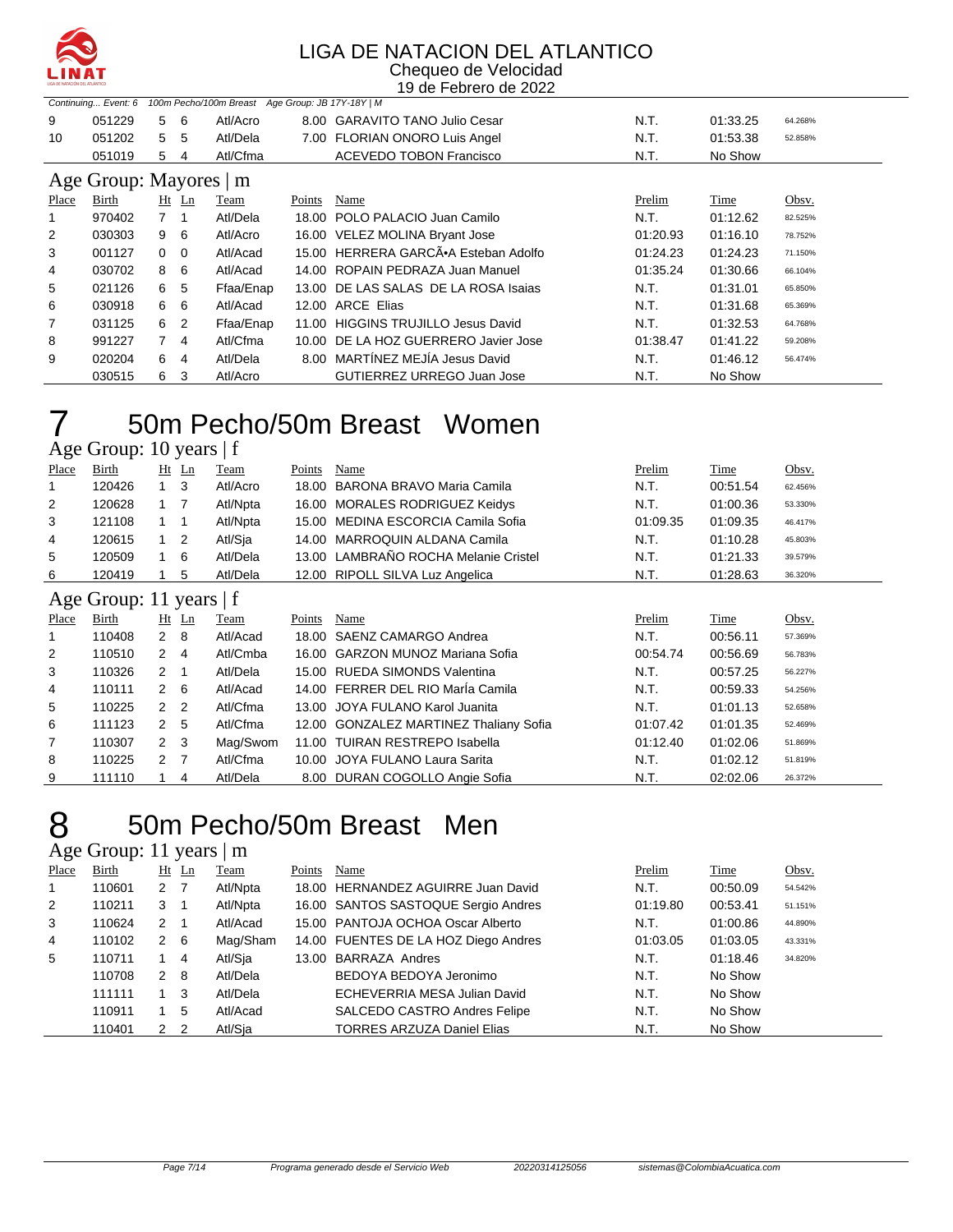# LIGA DE NATACION DEL ATLANTICO

Chequeo de Velocidad

19 de Febrero de 2022

*Continuing... Event: 6 100m Pecho/100m Breast Age Group: JB 17Y-18Y | M*

| Place | Birth | Ht | Ln | Team | Points | Name | Prelim | Time | Obsv. |
|---|---|---|---|---|---|---|---|---|---|
| 9 | 051229 | 5 | 6 | Atl/Acro | 8.00 | GARAVITO TANO Julio Cesar | N.T. | 01:33.25 | 64.268% |
| 10 | 051202 | 5 | 5 | Atl/Dela | 7.00 | FLORIAN ONORO Luis Angel | N.T. | 01:53.38 | 52.858% |
| | 051019 | 5 | 4 | Atl/Cfma | | ACEVEDO TOBON Francisco | N.T. | No Show | |

## Age Group: Mayores | m

| Place | Birth | Ht | Ln | Team | Points | Name | Prelim | Time | Obsv. |
|---|---|---|---|---|---|---|---|---|---|
| 1 | 970402 | 7 | 1 | Atl/Dela | 18.00 | POLO PALACIO Juan Camilo | N.T. | 01:12.62 | 82.525% |
| 2 | 030303 | 9 | 6 | Atl/Acro | 16.00 | VELEZ MOLINA Bryant Jose | 01:20.93 | 01:16.10 | 78.752% |
| 3 | 001127 | 0 | 0 | Atl/Acad | 15.00 | HERRERA GARCÃ•A Esteban Adolfo | 01:24.23 | 01:24.23 | 71.150% |
| 4 | 030702 | 8 | 6 | Atl/Acad | 14.00 | ROPAIN PEDRAZA Juan Manuel | 01:35.24 | 01:30.66 | 66.104% |
| 5 | 021126 | 6 | 5 | Ffaa/Enap | 13.00 | DE LAS SALAS DE LA ROSA Isaias | N.T. | 01:31.01 | 65.850% |
| 6 | 030918 | 6 | 6 | Atl/Acad | 12.00 | ARCE Elias | N.T. | 01:31.68 | 65.369% |
| 7 | 031125 | 6 | 2 | Ffaa/Enap | 11.00 | HIGGINS TRUJILLO Jesus David | N.T. | 01:32.53 | 64.768% |
| 8 | 991227 | 7 | 4 | Atl/Cfma | 10.00 | DE LA HOZ GUERRERO Javier Jose | 01:38.47 | 01:41.22 | 59.208% |
| 9 | 020204 | 6 | 4 | Atl/Dela | 8.00 | MARTÍNEZ MEJÍA Jesus David | N.T. | 01:46.12 | 56.474% |
| | 030515 | 6 | 3 | Atl/Acro | | GUTIERREZ URREGO Juan Jose | N.T. | No Show | |

# 7 50m Pecho/50m Breast Women

## Age Group: 10 years | f

| Place | Birth | Ht | Ln | Team | Points | Name | Prelim | Time | Obsv. |
|---|---|---|---|---|---|---|---|---|---|
| 1 | 120426 | 1 | 3 | Atl/Acro | 18.00 | BARONA BRAVO Maria Camila | N.T. | 00:51.54 | 62.456% |
| 2 | 120628 | 1 | 7 | Atl/Npta | 16.00 | MORALES RODRIGUEZ Keidys | N.T. | 01:00.36 | 53.330% |
| 3 | 121108 | 1 | 1 | Atl/Npta | 15.00 | MEDINA ESCORCIA Camila Sofia | 01:09.35 | 01:09.35 | 46.417% |
| 4 | 120615 | 1 | 2 | Atl/Sja | 14.00 | MARROQUIN ALDANA Camila | N.T. | 01:10.28 | 45.803% |
| 5 | 120509 | 1 | 6 | Atl/Dela | 13.00 | LAMBRAÑO ROCHA Melanie Cristel | N.T. | 01:21.33 | 39.579% |
| 6 | 120419 | 1 | 5 | Atl/Dela | 12.00 | RIPOLL SILVA Luz Angelica | N.T. | 01:28.63 | 36.320% |

## Age Group: 11 years | f

| Place | Birth | Ht | Ln | Team | Points | Name | Prelim | Time | Obsv. |
|---|---|---|---|---|---|---|---|---|---|
| 1 | 110408 | 2 | 8 | Atl/Acad | 18.00 | SAENZ CAMARGO Andrea | N.T. | 00:56.11 | 57.369% |
| 2 | 110510 | 2 | 4 | Atl/Cmba | 16.00 | GARZON MUNOZ Mariana Sofia | 00:54.74 | 00:56.69 | 56.783% |
| 3 | 110326 | 2 | 1 | Atl/Dela | 15.00 | RUEDA SIMONDS Valentina | N.T. | 00:57.25 | 56.227% |
| 4 | 110111 | 2 | 6 | Atl/Acad | 14.00 | FERRER DEL RIO MarÍa Camila | N.T. | 00:59.33 | 54.256% |
| 5 | 110225 | 2 | 2 | Atl/Cfma | 13.00 | JOYA FULANO Karol Juanita | N.T. | 01:01.13 | 52.658% |
| 6 | 111123 | 2 | 5 | Atl/Cfma | 12.00 | GONZALEZ MARTINEZ Thaliany Sofia | 01:07.42 | 01:01.35 | 52.469% |
| 7 | 110307 | 2 | 3 | Mag/Swom | 11.00 | TUIRAN RESTREPO Isabella | 01:12.40 | 01:02.06 | 51.869% |
| 8 | 110225 | 2 | 7 | Atl/Cfma | 10.00 | JOYA FULANO Laura Sarita | N.T. | 01:02.12 | 51.819% |
| 9 | 111110 | 1 | 4 | Atl/Dela | 8.00 | DURAN COGOLLO Angie Sofia | N.T. | 02:02.06 | 26.372% |

# 8 50m Pecho/50m Breast Men

## Age Group: 11 years | m

| Place | Birth | Ht | Ln | Team | Points | Name | Prelim | Time | Obsv. |
|---|---|---|---|---|---|---|---|---|---|
| 1 | 110601 | 2 | 7 | Atl/Npta | 18.00 | HERNANDEZ AGUIRRE Juan David | N.T. | 00:50.09 | 54.542% |
| 2 | 110211 | 3 | 1 | Atl/Npta | 16.00 | SANTOS SASTOQUE Sergio Andres | 01:19.80 | 00:53.41 | 51.151% |
| 3 | 110624 | 2 | 1 | Atl/Acad | 15.00 | PANTOJA OCHOA Oscar Alberto | N.T. | 01:00.86 | 44.890% |
| 4 | 110102 | 2 | 6 | Mag/Sham | 14.00 | FUENTES DE LA HOZ Diego Andres | 01:03.05 | 01:03.05 | 43.331% |
| 5 | 110711 | 1 | 4 | Atl/Sja | 13.00 | BARRAZA Andres | N.T. | 01:18.46 | 34.820% |
| | 110708 | 2 | 8 | Atl/Dela | | BEDOYA BEDOYA Jeronimo | N.T. | No Show | |
| | 111111 | 1 | 3 | Atl/Dela | | ECHEVERRIA MESA Julian David | N.T. | No Show | |
| | 110911 | 1 | 5 | Atl/Acad | | SALCEDO CASTRO Andres Felipe | N.T. | No Show | |
| | 110401 | 2 | 2 | Atl/Sja | | TORRES ARZUZA Daniel Elias | N.T. | No Show | |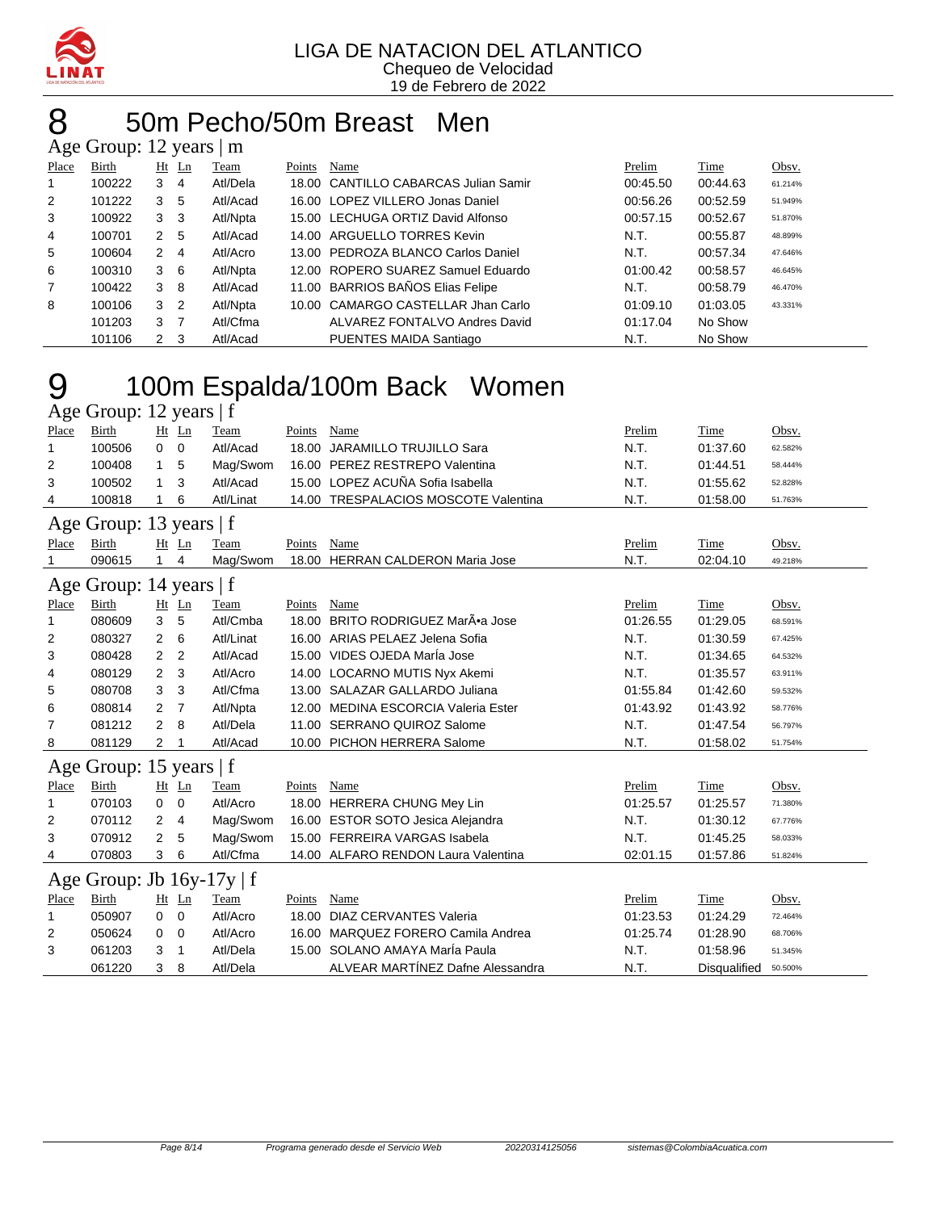LIGA DE NATACION DEL ATLANTICO
Chequeo de Velocidad
19 de Febrero de 2022

# 8 50m Pecho/50m Breast Men

## Age Group: 12 years | m

| Place | Birth | Ht | Ln | Team | Points | Name | Prelim | Time | Obsv. |
|---|---|---|---|---|---|---|---|---|---|
| 1 | 100222 | 3 | 4 | Atl/Dela | 18.00 | CANTILLO CABARCAS Julian Samir | 00:45.50 | 00:44.63 | 61.214% |
| 2 | 101222 | 3 | 5 | Atl/Acad | 16.00 | LOPEZ VILLERO Jonas Daniel | 00:56.26 | 00:52.59 | 51.949% |
| 3 | 100922 | 3 | 3 | Atl/Npta | 15.00 | LECHUGA ORTIZ David Alfonso | 00:57.15 | 00:52.67 | 51.870% |
| 4 | 100701 | 2 | 5 | Atl/Acad | 14.00 | ARGUELLO TORRES Kevin | N.T. | 00:55.87 | 48.899% |
| 5 | 100604 | 2 | 4 | Atl/Acro | 13.00 | PEDROZA BLANCO Carlos Daniel | N.T. | 00:57.34 | 47.646% |
| 6 | 100310 | 3 | 6 | Atl/Npta | 12.00 | ROPERO SUAREZ Samuel Eduardo | 01:00.42 | 00:58.57 | 46.645% |
| 7 | 100422 | 3 | 8 | Atl/Acad | 11.00 | BARRIOS BAÑOS Elias Felipe | N.T. | 00:58.79 | 46.470% |
| 8 | 100106 | 3 | 2 | Atl/Npta | 10.00 | CAMARGO CASTELLAR Jhan Carlo | 01:09.10 | 01:03.05 | 43.331% |
| | 101203 | 3 | 7 | Atl/Cfma | | ALVAREZ FONTALVO Andres David | 01:17.04 | No Show | |
| | 101106 | 2 | 3 | Atl/Acad | | PUENTES MAIDA Santiago | N.T. | No Show | |

# 9 100m Espalda/100m Back Women

## Age Group: 12 years | f

| Place | Birth | Ht | Ln | Team | Points | Name | Prelim | Time | Obsv. |
|---|---|---|---|---|---|---|---|---|---|
| 1 | 100506 | 0 | 0 | Atl/Acad | 18.00 | JARAMILLO TRUJILLO Sara | N.T. | 01:37.60 | 62.582% |
| 2 | 100408 | 1 | 5 | Mag/Swom | 16.00 | PEREZ RESTREPO Valentina | N.T. | 01:44.51 | 58.444% |
| 3 | 100502 | 1 | 3 | Atl/Acad | 15.00 | LOPEZ ACUÑA Sofia Isabella | N.T. | 01:55.62 | 52.828% |
| 4 | 100818 | 1 | 6 | Atl/Linat | 14.00 | TRESPALACIOS MOSCOTE Valentina | N.T. | 01:58.00 | 51.763% |

## Age Group: 13 years | f

| Place | Birth | Ht | Ln | Team | Points | Name | Prelim | Time | Obsv. |
|---|---|---|---|---|---|---|---|---|---|
| 1 | 090615 | 1 | 4 | Mag/Swom | 18.00 | HERRAN CALDERON Maria Jose | N.T. | 02:04.10 | 49.218% |

## Age Group: 14 years | f

| Place | Birth | Ht | Ln | Team | Points | Name | Prelim | Time | Obsv. |
|---|---|---|---|---|---|---|---|---|---|
| 1 | 080609 | 3 | 5 | Atl/Cmba | 18.00 | BRITO RODRIGUEZ MarÃ•a Jose | 01:26.55 | 01:29.05 | 68.591% |
| 2 | 080327 | 2 | 6 | Atl/Linat | 16.00 | ARIAS PELAEZ Jelena Sofia | N.T. | 01:30.59 | 67.425% |
| 3 | 080428 | 2 | 2 | Atl/Acad | 15.00 | VIDES OJEDA MarÍa Jose | N.T. | 01:34.65 | 64.532% |
| 4 | 080129 | 2 | 3 | Atl/Acro | 14.00 | LOCARNO MUTIS Nyx Akemi | N.T. | 01:35.57 | 63.911% |
| 5 | 080708 | 3 | 3 | Atl/Cfma | 13.00 | SALAZAR GALLARDO Juliana | 01:55.84 | 01:42.60 | 59.532% |
| 6 | 080814 | 2 | 7 | Atl/Npta | 12.00 | MEDINA ESCORCIA Valeria Ester | 01:43.92 | 01:43.92 | 58.776% |
| 7 | 081212 | 2 | 8 | Atl/Dela | 11.00 | SERRANO QUIROZ Salome | N.T. | 01:47.54 | 56.797% |
| 8 | 081129 | 2 | 1 | Atl/Acad | 10.00 | PICHON HERRERA Salome | N.T. | 01:58.02 | 51.754% |

## Age Group: 15 years | f

| Place | Birth | Ht | Ln | Team | Points | Name | Prelim | Time | Obsv. |
|---|---|---|---|---|---|---|---|---|---|
| 1 | 070103 | 0 | 0 | Atl/Acro | 18.00 | HERRERA CHUNG Mey Lin | 01:25.57 | 01:25.57 | 71.380% |
| 2 | 070112 | 2 | 4 | Mag/Swom | 16.00 | ESTOR SOTO Jesica Alejandra | N.T. | 01:30.12 | 67.776% |
| 3 | 070912 | 2 | 5 | Mag/Swom | 15.00 | FERREIRA VARGAS Isabela | N.T. | 01:45.25 | 58.033% |
| 4 | 070803 | 3 | 6 | Atl/Cfma | 14.00 | ALFARO RENDON Laura Valentina | 02:01.15 | 01:57.86 | 51.824% |

## Age Group: Jb 16y-17y | f

| Place | Birth | Ht | Ln | Team | Points | Name | Prelim | Time | Obsv. |
|---|---|---|---|---|---|---|---|---|---|
| 1 | 050907 | 0 | 0 | Atl/Acro | 18.00 | DIAZ CERVANTES Valeria | 01:23.53 | 01:24.29 | 72.464% |
| 2 | 050624 | 0 | 0 | Atl/Acro | 16.00 | MARQUEZ FORERO Camila Andrea | 01:25.74 | 01:28.90 | 68.706% |
| 3 | 061203 | 3 | 1 | Atl/Dela | 15.00 | SOLANO AMAYA MarÍa Paula | N.T. | 01:58.96 | 51.345% |
| | 061220 | 3 | 8 | Atl/Dela | | ALVEAR MARTÍNEZ Dafne Alessandra | N.T. | Disqualified | 50.500% |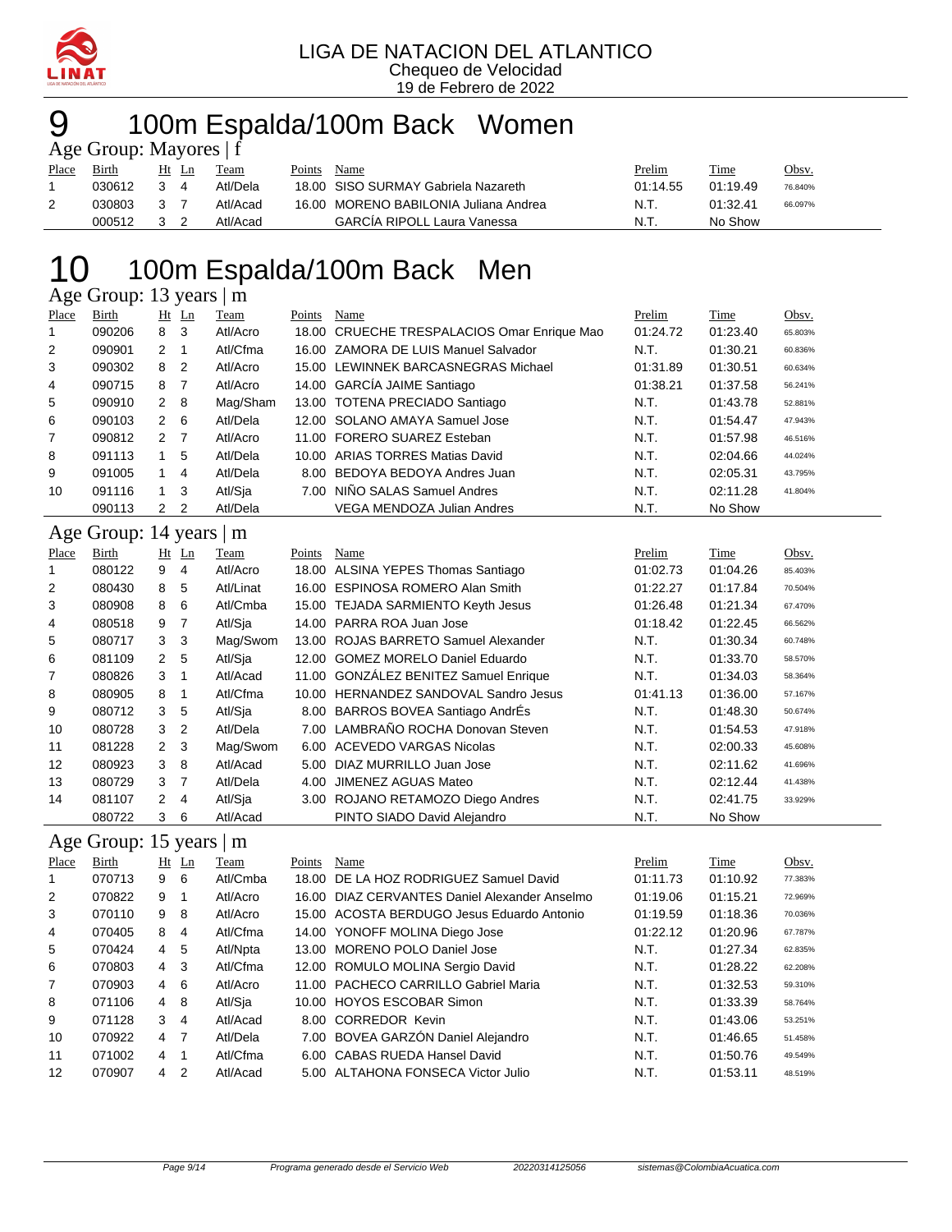LIGA DE NATACION DEL ATLANTICO
Chequeo de Velocidad
19 de Febrero de 2022

# 9 100m Espalda/100m Back Women

## Age Group: Mayores | f

| Place | Birth | Ht | Ln | Team | Points | Name | Prelim | Time | Obsv. |
|---|---|---|---|---|---|---|---|---|---|
| 1 | 030612 | 3 | 4 | Atl/Dela | 18.00 | SISO SURMAY Gabriela Nazareth | 01:14.55 | 01:19.49 | 76.840% |
| 2 | 030803 | 3 | 7 | Atl/Acad | 16.00 | MORENO BABILONIA Juliana Andrea | N.T. | 01:32.41 | 66.097% |
| | 000512 | 3 | 2 | Atl/Acad | | GARCÍA RIPOLL Laura Vanessa | N.T. | No Show | |

# 10 100m Espalda/100m Back Men

## Age Group: 13 years | m

| Place | Birth | Ht | Ln | Team | Points | Name | Prelim | Time | Obsv. |
|---|---|---|---|---|---|---|---|---|---|
| 1 | 090206 | 8 | 3 | Atl/Acro | 18.00 | CRUECHE TRESPALACIOS Omar Enrique Mao | 01:24.72 | 01:23.40 | 65.803% |
| 2 | 090901 | 2 | 1 | Atl/Cfma | 16.00 | ZAMORA DE LUIS Manuel Salvador | N.T. | 01:30.21 | 60.836% |
| 3 | 090302 | 8 | 2 | Atl/Acro | 15.00 | LEWINNEK BARCASNEGRAS Michael | 01:31.89 | 01:30.51 | 60.634% |
| 4 | 090715 | 8 | 7 | Atl/Acro | 14.00 | GARCÍA JAIME Santiago | 01:38.21 | 01:37.58 | 56.241% |
| 5 | 090910 | 2 | 8 | Mag/Sham | 13.00 | TOTENA PRECIADO Santiago | N.T. | 01:43.78 | 52.881% |
| 6 | 090103 | 2 | 6 | Atl/Dela | 12.00 | SOLANO AMAYA Samuel Jose | N.T. | 01:54.47 | 47.943% |
| 7 | 090812 | 2 | 7 | Atl/Acro | 11.00 | FORERO SUAREZ Esteban | N.T. | 01:57.98 | 46.516% |
| 8 | 091113 | 1 | 5 | Atl/Dela | 10.00 | ARIAS TORRES Matias David | N.T. | 02:04.66 | 44.024% |
| 9 | 091005 | 1 | 4 | Atl/Dela | 8.00 | BEDOYA BEDOYA Andres Juan | N.T. | 02:05.31 | 43.795% |
| 10 | 091116 | 1 | 3 | Atl/Sja | 7.00 | NIÑO SALAS Samuel Andres | N.T. | 02:11.28 | 41.804% |
| | 090113 | 2 | 2 | Atl/Dela | | VEGA MENDOZA Julian Andres | N.T. | No Show | |

## Age Group: 14 years | m

| Place | Birth | Ht | Ln | Team | Points | Name | Prelim | Time | Obsv. |
|---|---|---|---|---|---|---|---|---|---|
| 1 | 080122 | 9 | 4 | Atl/Acro | 18.00 | ALSINA YEPES Thomas Santiago | 01:02.73 | 01:04.26 | 85.403% |
| 2 | 080430 | 8 | 5 | Atl/Linat | 16.00 | ESPINOSA ROMERO Alan Smith | 01:22.27 | 01:17.84 | 70.504% |
| 3 | 080908 | 8 | 6 | Atl/Cmba | 15.00 | TEJADA SARMIENTO Keyth Jesus | 01:26.48 | 01:21.34 | 67.470% |
| 4 | 080518 | 9 | 7 | Atl/Sja | 14.00 | PARRA ROA Juan Jose | 01:18.42 | 01:22.45 | 66.562% |
| 5 | 080717 | 3 | 3 | Mag/Swom | 13.00 | ROJAS BARRETO Samuel Alexander | N.T. | 01:30.34 | 60.748% |
| 6 | 081109 | 2 | 5 | Atl/Sja | 12.00 | GOMEZ MORELO Daniel Eduardo | N.T. | 01:33.70 | 58.570% |
| 7 | 080826 | 3 | 1 | Atl/Acad | 11.00 | GONZÁLEZ BENITEZ Samuel Enrique | N.T. | 01:34.03 | 58.364% |
| 8 | 080905 | 8 | 1 | Atl/Cfma | 10.00 | HERNANDEZ SANDOVAL Sandro Jesus | 01:41.13 | 01:36.00 | 57.167% |
| 9 | 080712 | 3 | 5 | Atl/Sja | 8.00 | BARROS BOVEA Santiago AndrÉs | N.T. | 01:48.30 | 50.674% |
| 10 | 080728 | 3 | 2 | Atl/Dela | 7.00 | LAMBRAÑO ROCHA Donovan Steven | N.T. | 01:54.53 | 47.918% |
| 11 | 081228 | 2 | 3 | Mag/Swom | 6.00 | ACEVEDO VARGAS Nicolas | N.T. | 02:00.33 | 45.608% |
| 12 | 080923 | 3 | 8 | Atl/Acad | 5.00 | DIAZ MURRILLO Juan Jose | N.T. | 02:11.62 | 41.696% |
| 13 | 080729 | 3 | 7 | Atl/Dela | 4.00 | JIMENEZ AGUAS Mateo | N.T. | 02:12.44 | 41.438% |
| 14 | 081107 | 2 | 4 | Atl/Sja | 3.00 | ROJANO RETAMOZO Diego Andres | N.T. | 02:41.75 | 33.929% |
| | 080722 | 3 | 6 | Atl/Acad | | PINTO SIADO David Alejandro | N.T. | No Show | |

## Age Group: 15 years | m

| Place | Birth | Ht | Ln | Team | Points | Name | Prelim | Time | Obsv. |
|---|---|---|---|---|---|---|---|---|---|
| 1 | 070713 | 9 | 6 | Atl/Cmba | 18.00 | DE LA HOZ RODRIGUEZ Samuel David | 01:11.73 | 01:10.92 | 77.383% |
| 2 | 070822 | 9 | 1 | Atl/Acro | 16.00 | DIAZ CERVANTES Daniel Alexander Anselmo | 01:19.06 | 01:15.21 | 72.969% |
| 3 | 070110 | 9 | 8 | Atl/Acro | 15.00 | ACOSTA BERDUGO Jesus Eduardo Antonio | 01:19.59 | 01:18.36 | 70.036% |
| 4 | 070405 | 8 | 4 | Atl/Cfma | 14.00 | YONOFF MOLINA Diego Jose | 01:22.12 | 01:20.96 | 67.787% |
| 5 | 070424 | 4 | 5 | Atl/Npta | 13.00 | MORENO POLO Daniel Jose | N.T. | 01:27.34 | 62.835% |
| 6 | 070803 | 4 | 3 | Atl/Cfma | 12.00 | ROMULO MOLINA Sergio David | N.T. | 01:28.22 | 62.208% |
| 7 | 070903 | 4 | 6 | Atl/Acro | 11.00 | PACHECO CARRILLO Gabriel Maria | N.T. | 01:32.53 | 59.310% |
| 8 | 071106 | 4 | 8 | Atl/Sja | 10.00 | HOYOS ESCOBAR Simon | N.T. | 01:33.39 | 58.764% |
| 9 | 071128 | 3 | 4 | Atl/Acad | 8.00 | CORREDOR Kevin | N.T. | 01:43.06 | 53.251% |
| 10 | 070922 | 4 | 7 | Atl/Dela | 7.00 | BOVEA GARZÓN Daniel Alejandro | N.T. | 01:46.65 | 51.458% |
| 11 | 071002 | 4 | 1 | Atl/Cfma | 6.00 | CABAS RUEDA Hansel David | N.T. | 01:50.76 | 49.549% |
| 12 | 070907 | 4 | 2 | Atl/Acad | 5.00 | ALTAHONA FONSECA Victor Julio | N.T. | 01:53.11 | 48.519% |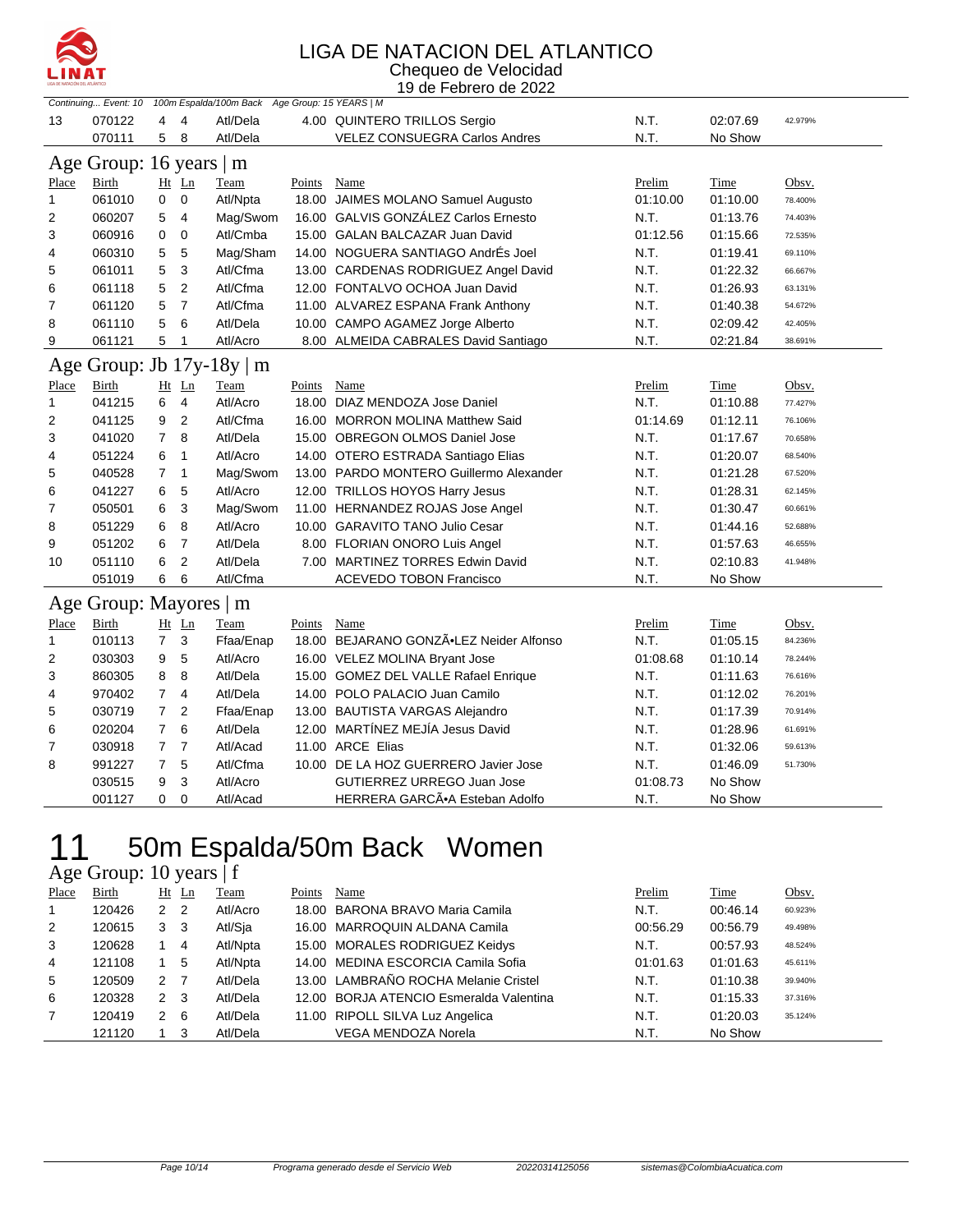# LIGA DE NATACION DEL ATLANTICO

Chequeo de Velocidad

19 de Febrero de 2022

*Continuing... Event: 10 100m Espalda/100m Back Age Group: 15 YEARS | M*

| Place | Birth | Ht | Ln | Team | Points | Name | Prelim | Time | Obsv. |
|---|---|---|---|---|---|---|---|---|---|
| 13 | 070122 | 4 | 4 | Atl/Dela | 4.00 | QUINTERO TRILLOS Sergio | N.T. | 02:07.69 | 42.979% |
| | 070111 | 5 | 8 | Atl/Dela | | VELEZ CONSUEGRA Carlos Andres | N.T. | No Show | |

## Age Group: 16 years | m

| Place | Birth | Ht | Ln | Team | Points | Name | Prelim | Time | Obsv. |
|---|---|---|---|---|---|---|---|---|---|
| 1 | 061010 | 0 | 0 | Atl/Npta | 18.00 | JAIMES MOLANO Samuel Augusto | 01:10.00 | 01:10.00 | 78.400% |
| 2 | 060207 | 5 | 4 | Mag/Swom | 16.00 | GALVIS GONZÁLEZ Carlos Ernesto | N.T. | 01:13.76 | 74.403% |
| 3 | 060916 | 0 | 0 | Atl/Cmba | 15.00 | GALAN BALCAZAR Juan David | 01:12.56 | 01:15.66 | 72.535% |
| 4 | 060310 | 5 | 5 | Mag/Sham | 14.00 | NOGUERA SANTIAGO AndrÉs Joel | N.T. | 01:19.41 | 69.110% |
| 5 | 061011 | 5 | 3 | Atl/Cfma | 13.00 | CARDENAS RODRIGUEZ Angel David | N.T. | 01:22.32 | 66.667% |
| 6 | 061118 | 5 | 2 | Atl/Cfma | 12.00 | FONTALVO OCHOA Juan David | N.T. | 01:26.93 | 63.131% |
| 7 | 061120 | 5 | 7 | Atl/Cfma | 11.00 | ALVAREZ ESPANA Frank Anthony | N.T. | 01:40.38 | 54.672% |
| 8 | 061110 | 5 | 6 | Atl/Dela | 10.00 | CAMPO AGAMEZ Jorge Alberto | N.T. | 02:09.42 | 42.405% |
| 9 | 061121 | 5 | 1 | Atl/Acro | 8.00 | ALMEIDA CABRALES David Santiago | N.T. | 02:21.84 | 38.691% |

## Age Group: Jb 17y-18y | m

| Place | Birth | Ht | Ln | Team | Points | Name | Prelim | Time | Obsv. |
|---|---|---|---|---|---|---|---|---|---|
| 1 | 041215 | 6 | 4 | Atl/Acro | 18.00 | DIAZ MENDOZA Jose Daniel | N.T. | 01:10.88 | 77.427% |
| 2 | 041125 | 9 | 2 | Atl/Cfma | 16.00 | MORRON MOLINA Matthew Said | 01:14.69 | 01:12.11 | 76.106% |
| 3 | 041020 | 7 | 8 | Atl/Dela | 15.00 | OBREGON OLMOS Daniel Jose | N.T. | 01:17.67 | 70.658% |
| 4 | 051224 | 6 | 1 | Atl/Acro | 14.00 | OTERO ESTRADA Santiago Elias | N.T. | 01:20.07 | 68.540% |
| 5 | 040528 | 7 | 1 | Mag/Swom | 13.00 | PARDO MONTERO Guillermo Alexander | N.T. | 01:21.28 | 67.520% |
| 6 | 041227 | 6 | 5 | Atl/Acro | 12.00 | TRILLOS HOYOS Harry Jesus | N.T. | 01:28.31 | 62.145% |
| 7 | 050501 | 6 | 3 | Mag/Swom | 11.00 | HERNANDEZ ROJAS Jose Angel | N.T. | 01:30.47 | 60.661% |
| 8 | 051229 | 6 | 8 | Atl/Acro | 10.00 | GARAVITO TANO Julio Cesar | N.T. | 01:44.16 | 52.688% |
| 9 | 051202 | 6 | 7 | Atl/Dela | 8.00 | FLORIAN ONORO Luis Angel | N.T. | 01:57.63 | 46.655% |
| 10 | 051110 | 6 | 2 | Atl/Dela | 7.00 | MARTINEZ TORRES Edwin David | N.T. | 02:10.83 | 41.948% |
| | 051019 | 6 | 6 | Atl/Cfma | | ACEVEDO TOBON Francisco | N.T. | No Show | |

## Age Group: Mayores | m

| Place | Birth | Ht | Ln | Team | Points | Name | Prelim | Time | Obsv. |
|---|---|---|---|---|---|---|---|---|---|
| 1 | 010113 | 7 | 3 | Ffaa/Enap | 18.00 | BEJARANO GONZÃ•LEZ Neider Alfonso | N.T. | 01:05.15 | 84.236% |
| 2 | 030303 | 9 | 5 | Atl/Acro | 16.00 | VELEZ MOLINA Bryant Jose | 01:08.68 | 01:10.14 | 78.244% |
| 3 | 860305 | 8 | 8 | Atl/Dela | 15.00 | GOMEZ DEL VALLE Rafael Enrique | N.T. | 01:11.63 | 76.616% |
| 4 | 970402 | 7 | 4 | Atl/Dela | 14.00 | POLO PALACIO Juan Camilo | N.T. | 01:12.02 | 76.201% |
| 5 | 030719 | 7 | 2 | Ffaa/Enap | 13.00 | BAUTISTA VARGAS Alejandro | N.T. | 01:17.39 | 70.914% |
| 6 | 020204 | 7 | 6 | Atl/Dela | 12.00 | MARTÍNEZ MEJÍA Jesus David | N.T. | 01:28.96 | 61.691% |
| 7 | 030918 | 7 | 7 | Atl/Acad | 11.00 | ARCE Elias | N.T. | 01:32.06 | 59.613% |
| 8 | 991227 | 7 | 5 | Atl/Cfma | 10.00 | DE LA HOZ GUERRERO Javier Jose | N.T. | 01:46.09 | 51.730% |
| | 030515 | 9 | 3 | Atl/Acro | | GUTIERREZ URREGO Juan Jose | 01:08.73 | No Show | |
| | 001127 | 0 | 0 | Atl/Acad | | HERRERA GARCÃ•A Esteban Adolfo | N.T. | No Show | |

# 11 50m Espalda/50m Back Women

## Age Group: 10 years | f

| Place | Birth | Ht | Ln | Team | Points | Name | Prelim | Time | Obsv. |
|---|---|---|---|---|---|---|---|---|---|
| 1 | 120426 | 2 | 2 | Atl/Acro | 18.00 | BARONA BRAVO Maria Camila | N.T. | 00:46.14 | 60.923% |
| 2 | 120615 | 3 | 3 | Atl/Sja | 16.00 | MARROQUIN ALDANA Camila | 00:56.29 | 00:56.79 | 49.498% |
| 3 | 120628 | 1 | 4 | Atl/Npta | 15.00 | MORALES RODRIGUEZ Keidys | N.T. | 00:57.93 | 48.524% |
| 4 | 121108 | 1 | 5 | Atl/Npta | 14.00 | MEDINA ESCORCIA Camila Sofia | 01:01.63 | 01:01.63 | 45.611% |
| 5 | 120509 | 2 | 7 | Atl/Dela | 13.00 | LAMBRAÑO ROCHA Melanie Cristel | N.T. | 01:10.38 | 39.940% |
| 6 | 120328 | 2 | 3 | Atl/Dela | 12.00 | BORJA ATENCIO Esmeralda Valentina | N.T. | 01:15.33 | 37.316% |
| 7 | 120419 | 2 | 6 | Atl/Dela | 11.00 | RIPOLL SILVA Luz Angelica | N.T. | 01:20.03 | 35.124% |
| | 121120 | 1 | 3 | Atl/Dela | | VEGA MENDOZA Norela | N.T. | No Show | |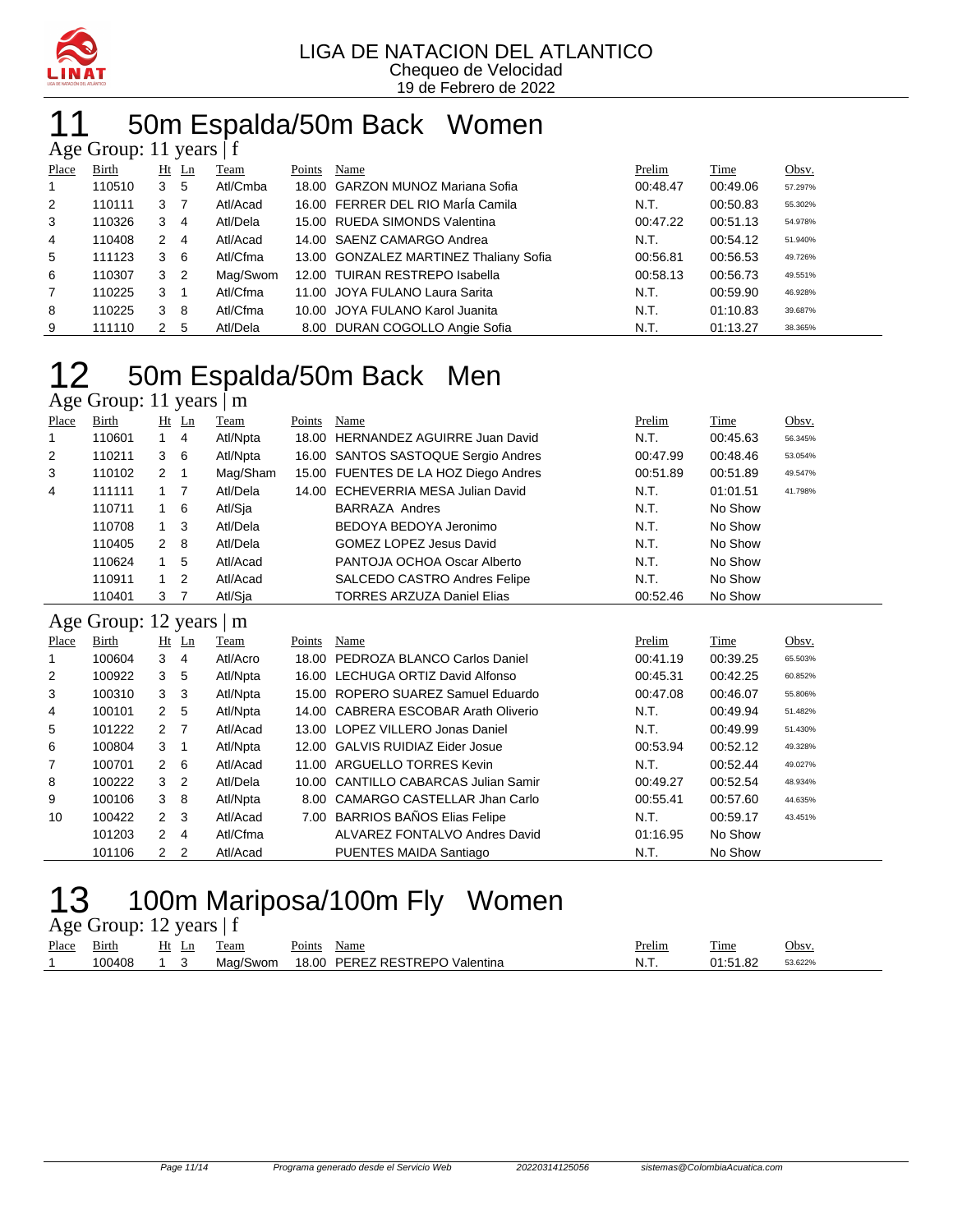LIGA DE NATACION DEL ATLANTICO
Chequeo de Velocidad
19 de Febrero de 2022

# 11 50m Espalda/50m Back Women

## Age Group: 11 years | f

| Place | Birth | Ht | Ln | Team | Points | Name | Prelim | Time | Obsv. |
|---|---|---|---|---|---|---|---|---|---|
| 1 | 110510 | 3 | 5 | Atl/Cmba | 18.00 | GARZON MUNOZ Mariana Sofia | 00:48.47 | 00:49.06 | 57.297% |
| 2 | 110111 | 3 | 7 | Atl/Acad | 16.00 | FERRER DEL RIO MarÍa Camila | N.T. | 00:50.83 | 55.302% |
| 3 | 110326 | 3 | 4 | Atl/Dela | 15.00 | RUEDA SIMONDS Valentina | 00:47.22 | 00:51.13 | 54.978% |
| 4 | 110408 | 2 | 4 | Atl/Acad | 14.00 | SAENZ CAMARGO Andrea | N.T. | 00:54.12 | 51.940% |
| 5 | 111123 | 3 | 6 | Atl/Cfma | 13.00 | GONZALEZ MARTINEZ Thaliany Sofia | 00:56.81 | 00:56.53 | 49.726% |
| 6 | 110307 | 3 | 2 | Mag/Swom | 12.00 | TUIRAN RESTREPO Isabella | 00:58.13 | 00:56.73 | 49.551% |
| 7 | 110225 | 3 | 1 | Atl/Cfma | 11.00 | JOYA FULANO Laura Sarita | N.T. | 00:59.90 | 46.928% |
| 8 | 110225 | 3 | 8 | Atl/Cfma | 10.00 | JOYA FULANO Karol Juanita | N.T. | 01:10.83 | 39.687% |
| 9 | 111110 | 2 | 5 | Atl/Dela | 8.00 | DURAN COGOLLO Angie Sofia | N.T. | 01:13.27 | 38.365% |

# 12 50m Espalda/50m Back Men

## Age Group: 11 years | m

| Place | Birth | Ht | Ln | Team | Points | Name | Prelim | Time | Obsv. |
|---|---|---|---|---|---|---|---|---|---|
| 1 | 110601 | 1 | 4 | Atl/Npta | 18.00 | HERNANDEZ AGUIRRE Juan David | N.T. | 00:45.63 | 56.345% |
| 2 | 110211 | 3 | 6 | Atl/Npta | 16.00 | SANTOS SASTOQUE Sergio Andres | 00:47.99 | 00:48.46 | 53.054% |
| 3 | 110102 | 2 | 1 | Mag/Sham | 15.00 | FUENTES DE LA HOZ Diego Andres | 00:51.89 | 00:51.89 | 49.547% |
| 4 | 111111 | 1 | 7 | Atl/Dela | 14.00 | ECHEVERRIA MESA Julian David | N.T. | 01:01.51 | 41.798% |
| | 110711 | 1 | 6 | Atl/Sja | | BARRAZA Andres | N.T. | No Show | |
| | 110708 | 1 | 3 | Atl/Dela | | BEDOYA BEDOYA Jeronimo | N.T. | No Show | |
| | 110405 | 2 | 8 | Atl/Dela | | GOMEZ LOPEZ Jesus David | N.T. | No Show | |
| | 110624 | 1 | 5 | Atl/Acad | | PANTOJA OCHOA Oscar Alberto | N.T. | No Show | |
| | 110911 | 1 | 2 | Atl/Acad | | SALCEDO CASTRO Andres Felipe | N.T. | No Show | |
| | 110401 | 3 | 7 | Atl/Sja | | TORRES ARZUZA Daniel Elias | 00:52.46 | No Show | |

## Age Group: 12 years | m

| Place | Birth | Ht | Ln | Team | Points | Name | Prelim | Time | Obsv. |
|---|---|---|---|---|---|---|---|---|---|
| 1 | 100604 | 3 | 4 | Atl/Acro | 18.00 | PEDROZA BLANCO Carlos Daniel | 00:41.19 | 00:39.25 | 65.503% |
| 2 | 100922 | 3 | 5 | Atl/Npta | 16.00 | LECHUGA ORTIZ David Alfonso | 00:45.31 | 00:42.25 | 60.852% |
| 3 | 100310 | 3 | 3 | Atl/Npta | 15.00 | ROPERO SUAREZ Samuel Eduardo | 00:47.08 | 00:46.07 | 55.806% |
| 4 | 100101 | 2 | 5 | Atl/Npta | 14.00 | CABRERA ESCOBAR Arath Oliverio | N.T. | 00:49.94 | 51.482% |
| 5 | 101222 | 2 | 7 | Atl/Acad | 13.00 | LOPEZ VILLERO Jonas Daniel | N.T. | 00:49.99 | 51.430% |
| 6 | 100804 | 3 | 1 | Atl/Npta | 12.00 | GALVIS RUIDIAZ Eider Josue | 00:53.94 | 00:52.12 | 49.328% |
| 7 | 100701 | 2 | 6 | Atl/Acad | 11.00 | ARGUELLO TORRES Kevin | N.T. | 00:52.44 | 49.027% |
| 8 | 100222 | 3 | 2 | Atl/Dela | 10.00 | CANTILLO CABARCAS Julian Samir | 00:49.27 | 00:52.54 | 48.934% |
| 9 | 100106 | 3 | 8 | Atl/Npta | 8.00 | CAMARGO CASTELLAR Jhan Carlo | 00:55.41 | 00:57.60 | 44.635% |
| 10 | 100422 | 2 | 3 | Atl/Acad | 7.00 | BARRIOS BAÑOS Elias Felipe | N.T. | 00:59.17 | 43.451% |
| | 101203 | 2 | 4 | Atl/Cfma | | ALVAREZ FONTALVO Andres David | 01:16.95 | No Show | |
| | 101106 | 2 | 2 | Atl/Acad | | PUENTES MAIDA Santiago | N.T. | No Show | |

# 13 100m Mariposa/100m Fly Women

## Age Group: 12 years | f

| Place | Birth | Ht | Ln | Team | Points | Name | Prelim | Time | Obsv. |
|---|---|---|---|---|---|---|---|---|---|
| 1 | 100408 | 1 | 3 | Mag/Swom | 18.00 | PEREZ RESTREPO Valentina | N.T. | 01:51.82 | 53.622% |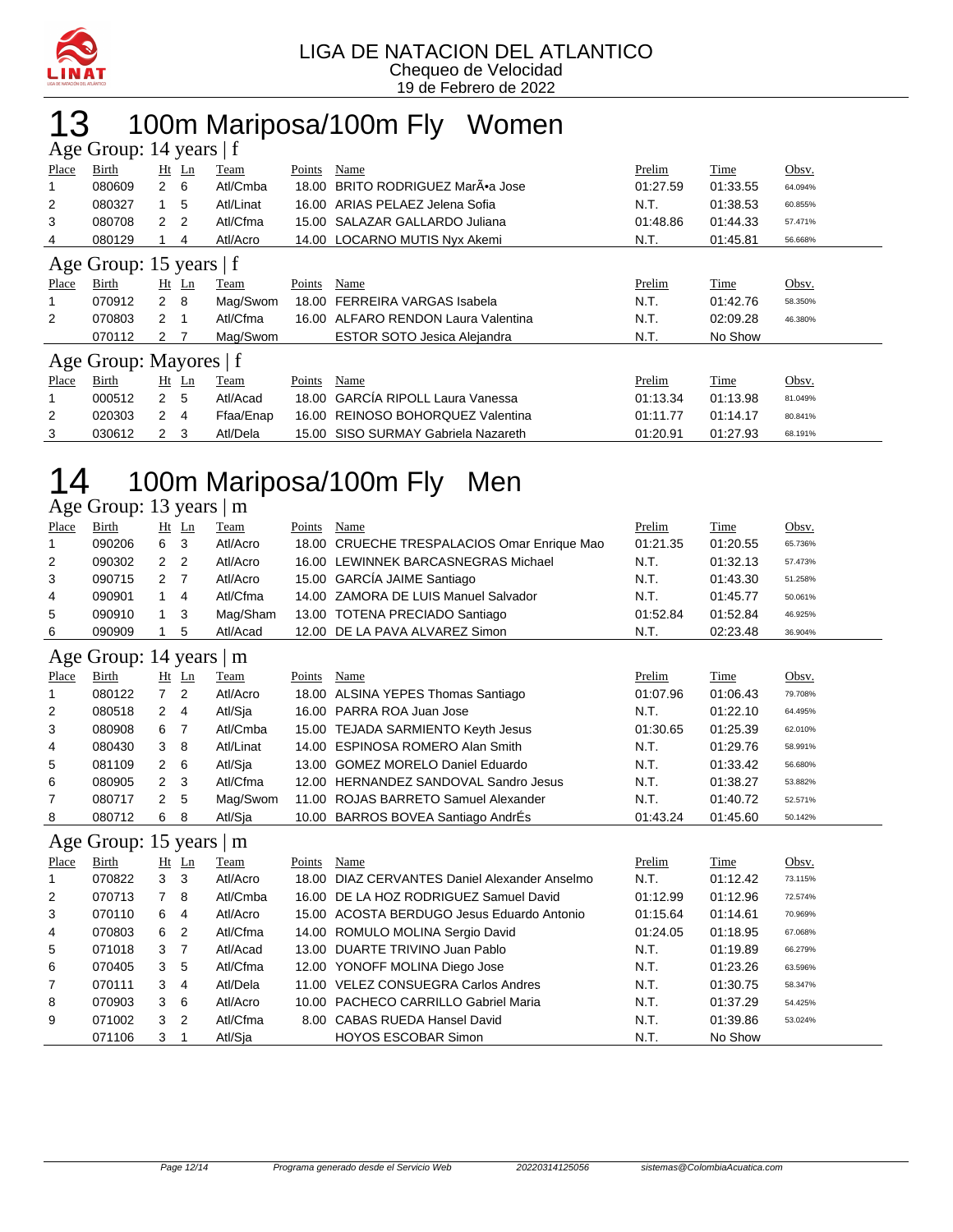LIGA DE NATACION DEL ATLANTICO
Chequeo de Velocidad
19 de Febrero de 2022

# 13 100m Mariposa/100m Fly Women

## Age Group: 14 years | f

| Place | Birth | Ht | Ln | Team | Points | Name | Prelim | Time | Obsv. |
|---|---|---|---|---|---|---|---|---|---|
| 1 | 080609 | 2 | 6 | Atl/Cmba | 18.00 | BRITO RODRIGUEZ MarÃ•a Jose | 01:27.59 | 01:33.55 | 64.094% |
| 2 | 080327 | 1 | 5 | Atl/Linat | 16.00 | ARIAS PELAEZ Jelena Sofia | N.T. | 01:38.53 | 60.855% |
| 3 | 080708 | 2 | 2 | Atl/Cfma | 15.00 | SALAZAR GALLARDO Juliana | 01:48.86 | 01:44.33 | 57.471% |
| 4 | 080129 | 1 | 4 | Atl/Acro | 14.00 | LOCARNO MUTIS Nyx Akemi | N.T. | 01:45.81 | 56.668% |

## Age Group: 15 years | f

| Place | Birth | Ht | Ln | Team | Points | Name | Prelim | Time | Obsv. |
|---|---|---|---|---|---|---|---|---|---|
| 1 | 070912 | 2 | 8 | Mag/Swom | 18.00 | FERREIRA VARGAS Isabela | N.T. | 01:42.76 | 58.350% |
| 2 | 070803 | 2 | 1 | Atl/Cfma | 16.00 | ALFARO RENDON Laura Valentina | N.T. | 02:09.28 | 46.380% |
| | 070112 | 2 | 7 | Mag/Swom | | ESTOR SOTO Jesica Alejandra | N.T. | No Show | |

## Age Group: Mayores | f

| Place | Birth | Ht | Ln | Team | Points | Name | Prelim | Time | Obsv. |
|---|---|---|---|---|---|---|---|---|---|
| 1 | 000512 | 2 | 5 | Atl/Acad | 18.00 | GARCÍA RIPOLL Laura Vanessa | 01:13.34 | 01:13.98 | 81.049% |
| 2 | 020303 | 2 | 4 | Ffaa/Enap | 16.00 | REINOSO BOHORQUEZ Valentina | 01:11.77 | 01:14.17 | 80.841% |
| 3 | 030612 | 2 | 3 | Atl/Dela | 15.00 | SISO SURMAY Gabriela Nazareth | 01:20.91 | 01:27.93 | 68.191% |

# 14 100m Mariposa/100m Fly Men

## Age Group: 13 years | m

| Place | Birth | Ht | Ln | Team | Points | Name | Prelim | Time | Obsv. |
|---|---|---|---|---|---|---|---|---|---|
| 1 | 090206 | 6 | 3 | Atl/Acro | 18.00 | CRUECHE TRESPALACIOS Omar Enrique Mao | 01:21.35 | 01:20.55 | 65.736% |
| 2 | 090302 | 2 | 2 | Atl/Acro | 16.00 | LEWINNEK BARCASNEGRAS Michael | N.T. | 01:32.13 | 57.473% |
| 3 | 090715 | 2 | 7 | Atl/Acro | 15.00 | GARCÍA JAIME Santiago | N.T. | 01:43.30 | 51.258% |
| 4 | 090901 | 1 | 4 | Atl/Cfma | 14.00 | ZAMORA DE LUIS Manuel Salvador | N.T. | 01:45.77 | 50.061% |
| 5 | 090910 | 1 | 3 | Mag/Sham | 13.00 | TOTENA PRECIADO Santiago | 01:52.84 | 01:52.84 | 46.925% |
| 6 | 090909 | 1 | 5 | Atl/Acad | 12.00 | DE LA PAVA ALVAREZ Simon | N.T. | 02:23.48 | 36.904% |

## Age Group: 14 years | m

| Place | Birth | Ht | Ln | Team | Points | Name | Prelim | Time | Obsv. |
|---|---|---|---|---|---|---|---|---|---|
| 1 | 080122 | 7 | 2 | Atl/Acro | 18.00 | ALSINA YEPES Thomas Santiago | 01:07.96 | 01:06.43 | 79.708% |
| 2 | 080518 | 2 | 4 | Atl/Sja | 16.00 | PARRA ROA Juan Jose | N.T. | 01:22.10 | 64.495% |
| 3 | 080908 | 6 | 7 | Atl/Cmba | 15.00 | TEJADA SARMIENTO Keyth Jesus | 01:30.65 | 01:25.39 | 62.010% |
| 4 | 080430 | 3 | 8 | Atl/Linat | 14.00 | ESPINOSA ROMERO Alan Smith | N.T. | 01:29.76 | 58.991% |
| 5 | 081109 | 2 | 6 | Atl/Sja | 13.00 | GOMEZ MORELO Daniel Eduardo | N.T. | 01:33.42 | 56.680% |
| 6 | 080905 | 2 | 3 | Atl/Cfma | 12.00 | HERNANDEZ SANDOVAL Sandro Jesus | N.T. | 01:38.27 | 53.882% |
| 7 | 080717 | 2 | 5 | Mag/Swom | 11.00 | ROJAS BARRETO Samuel Alexander | N.T. | 01:40.72 | 52.571% |
| 8 | 080712 | 6 | 8 | Atl/Sja | 10.00 | BARROS BOVEA Santiago AndrÉs | 01:43.24 | 01:45.60 | 50.142% |

## Age Group: 15 years | m

| Place | Birth | Ht | Ln | Team | Points | Name | Prelim | Time | Obsv. |
|---|---|---|---|---|---|---|---|---|---|
| 1 | 070822 | 3 | 3 | Atl/Acro | 18.00 | DIAZ CERVANTES Daniel Alexander Anselmo | N.T. | 01:12.42 | 73.115% |
| 2 | 070713 | 7 | 8 | Atl/Cmba | 16.00 | DE LA HOZ RODRIGUEZ Samuel David | 01:12.99 | 01:12.96 | 72.574% |
| 3 | 070110 | 6 | 4 | Atl/Acro | 15.00 | ACOSTA BERDUGO Jesus Eduardo Antonio | 01:15.64 | 01:14.61 | 70.969% |
| 4 | 070803 | 6 | 2 | Atl/Cfma | 14.00 | ROMULO MOLINA Sergio David | 01:24.05 | 01:18.95 | 67.068% |
| 5 | 071018 | 3 | 7 | Atl/Acad | 13.00 | DUARTE TRIVINO Juan Pablo | N.T. | 01:19.89 | 66.279% |
| 6 | 070405 | 3 | 5 | Atl/Cfma | 12.00 | YONOFF MOLINA Diego Jose | N.T. | 01:23.26 | 63.596% |
| 7 | 070111 | 3 | 4 | Atl/Dela | 11.00 | VELEZ CONSUEGRA Carlos Andres | N.T. | 01:30.75 | 58.347% |
| 8 | 070903 | 3 | 6 | Atl/Acro | 10.00 | PACHECO CARRILLO Gabriel Maria | N.T. | 01:37.29 | 54.425% |
| 9 | 071002 | 3 | 2 | Atl/Cfma | 8.00 | CABAS RUEDA Hansel David | N.T. | 01:39.86 | 53.024% |
| | 071106 | 3 | 1 | Atl/Sja | | HOYOS ESCOBAR Simon | N.T. | No Show | |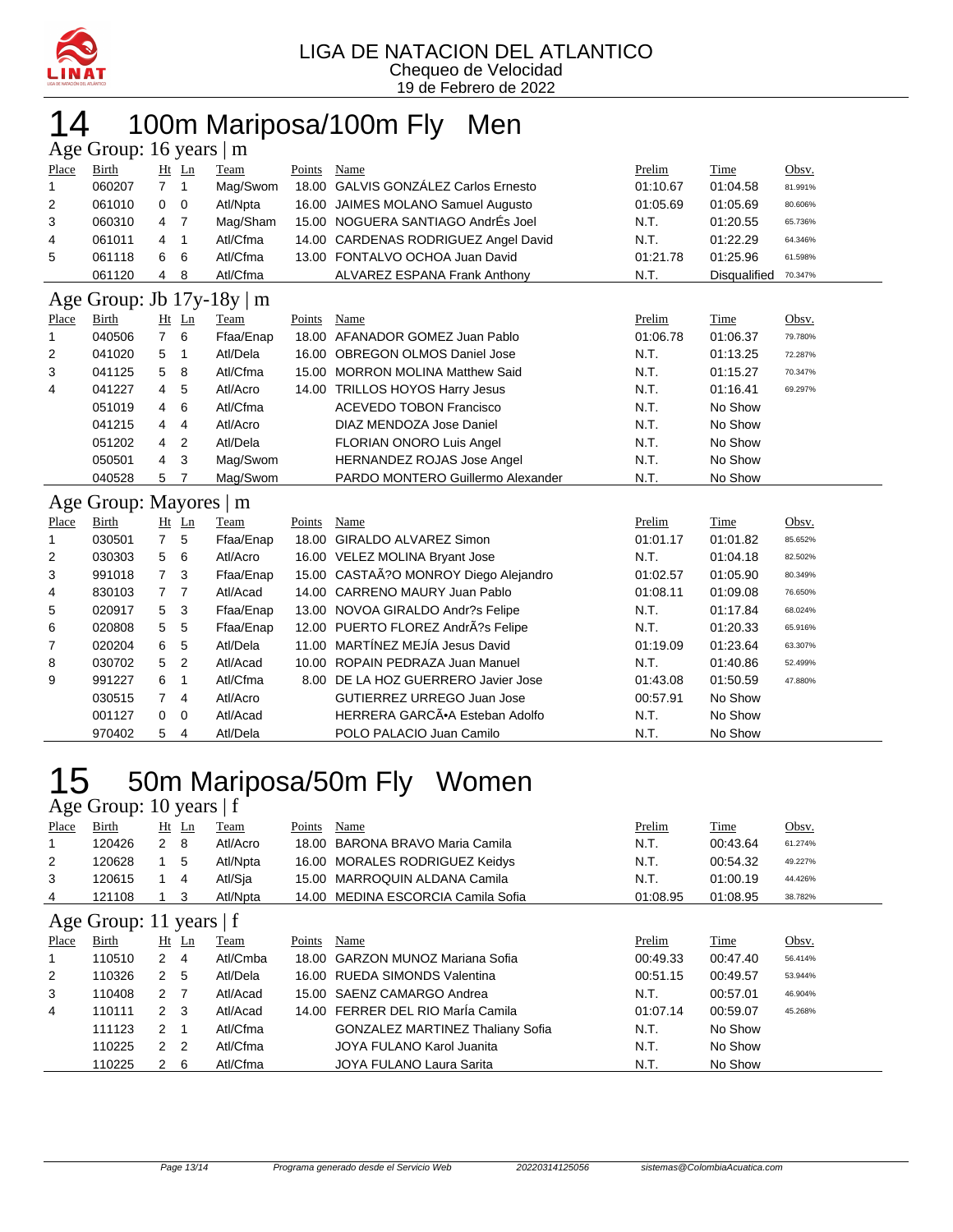LIGA DE NATACION DEL ATLANTICO
Chequeo de Velocidad
19 de Febrero de 2022

# 14 100m Mariposa/100m Fly Men

## Age Group: 16 years | m

| Place | Birth | Ht | Ln | Team | Points | Name | Prelim | Time | Obsv. |
|---|---|---|---|---|---|---|---|---|---|
| 1 | 060207 | 7 | 1 | Mag/Swom | 18.00 | GALVIS GONZÁLEZ Carlos Ernesto | 01:10.67 | 01:04.58 | 81.991% |
| 2 | 061010 | 0 | 0 | Atl/Npta | 16.00 | JAIMES MOLANO Samuel Augusto | 01:05.69 | 01:05.69 | 80.606% |
| 3 | 060310 | 4 | 7 | Mag/Sham | 15.00 | NOGUERA SANTIAGO AndrÉs Joel | N.T. | 01:20.55 | 65.736% |
| 4 | 061011 | 4 | 1 | Atl/Cfma | 14.00 | CARDENAS RODRIGUEZ Angel David | N.T. | 01:22.29 | 64.346% |
| 5 | 061118 | 6 | 6 | Atl/Cfma | 13.00 | FONTALVO OCHOA Juan David | 01:21.78 | 01:25.96 | 61.598% |
| | 061120 | 4 | 8 | Atl/Cfma | | ALVAREZ ESPANA Frank Anthony | N.T. | Disqualified | 70.347% |

## Age Group: Jb 17y-18y | m

| Place | Birth | Ht | Ln | Team | Points | Name | Prelim | Time | Obsv. |
|---|---|---|---|---|---|---|---|---|---|
| 1 | 040506 | 7 | 6 | Ffaa/Enap | 18.00 | AFANADOR GOMEZ Juan Pablo | 01:06.78 | 01:06.37 | 79.780% |
| 2 | 041020 | 5 | 1 | Atl/Dela | 16.00 | OBREGON OLMOS Daniel Jose | N.T. | 01:13.25 | 72.287% |
| 3 | 041125 | 5 | 8 | Atl/Cfma | 15.00 | MORRON MOLINA Matthew Said | N.T. | 01:15.27 | 70.347% |
| 4 | 041227 | 4 | 5 | Atl/Acro | 14.00 | TRILLOS HOYOS Harry Jesus | N.T. | 01:16.41 | 69.297% |
| | 051019 | 4 | 6 | Atl/Cfma | | ACEVEDO TOBON Francisco | N.T. | No Show | |
| | 041215 | 4 | 4 | Atl/Acro | | DIAZ MENDOZA Jose Daniel | N.T. | No Show | |
| | 051202 | 4 | 2 | Atl/Dela | | FLORIAN ONORO Luis Angel | N.T. | No Show | |
| | 050501 | 4 | 3 | Mag/Swom | | HERNANDEZ ROJAS Jose Angel | N.T. | No Show | |
| | 040528 | 5 | 7 | Mag/Swom | | PARDO MONTERO Guillermo Alexander | N.T. | No Show | |

## Age Group: Mayores | m

| Place | Birth | Ht | Ln | Team | Points | Name | Prelim | Time | Obsv. |
|---|---|---|---|---|---|---|---|---|---|
| 1 | 030501 | 7 | 5 | Ffaa/Enap | 18.00 | GIRALDO ALVAREZ Simon | 01:01.17 | 01:01.82 | 85.652% |
| 2 | 030303 | 5 | 6 | Atl/Acro | 16.00 | VELEZ MOLINA Bryant Jose | N.T. | 01:04.18 | 82.502% |
| 3 | 991018 | 7 | 3 | Ffaa/Enap | 15.00 | CASTAÃ?O MONROY Diego Alejandro | 01:02.57 | 01:05.90 | 80.349% |
| 4 | 830103 | 7 | 7 | Atl/Acad | 14.00 | CARRENO MAURY Juan Pablo | 01:08.11 | 01:09.08 | 76.650% |
| 5 | 020917 | 5 | 3 | Ffaa/Enap | 13.00 | NOVOA GIRALDO Andr?s Felipe | N.T. | 01:17.84 | 68.024% |
| 6 | 020808 | 5 | 5 | Ffaa/Enap | 12.00 | PUERTO FLOREZ AndrÃ?s Felipe | N.T. | 01:20.33 | 65.916% |
| 7 | 020204 | 6 | 5 | Atl/Dela | 11.00 | MARTÍNEZ MEJÍA Jesus David | 01:19.09 | 01:23.64 | 63.307% |
| 8 | 030702 | 5 | 2 | Atl/Acad | 10.00 | ROPAIN PEDRAZA Juan Manuel | N.T. | 01:40.86 | 52.499% |
| 9 | 991227 | 6 | 1 | Atl/Cfma | 8.00 | DE LA HOZ GUERRERO Javier Jose | 01:43.08 | 01:50.59 | 47.880% |
| | 030515 | 7 | 4 | Atl/Acro | | GUTIERREZ URREGO Juan Jose | 00:57.91 | No Show | |
| | 001127 | 0 | 0 | Atl/Acad | | HERRERA GARCÃ•A Esteban Adolfo | N.T. | No Show | |
| | 970402 | 5 | 4 | Atl/Dela | | POLO PALACIO Juan Camilo | N.T. | No Show | |

# 15 50m Mariposa/50m Fly Women

## Age Group: 10 years | f

| Place | Birth | Ht | Ln | Team | Points | Name | Prelim | Time | Obsv. |
|---|---|---|---|---|---|---|---|---|---|
| 1 | 120426 | 2 | 8 | Atl/Acro | 18.00 | BARONA BRAVO Maria Camila | N.T. | 00:43.64 | 61.274% |
| 2 | 120628 | 1 | 5 | Atl/Npta | 16.00 | MORALES RODRIGUEZ Keidys | N.T. | 00:54.32 | 49.227% |
| 3 | 120615 | 1 | 4 | Atl/Sja | 15.00 | MARROQUIN ALDANA Camila | N.T. | 01:00.19 | 44.426% |
| 4 | 121108 | 1 | 3 | Atl/Npta | 14.00 | MEDINA ESCORCIA Camila Sofia | 01:08.95 | 01:08.95 | 38.782% |

## Age Group: 11 years | f

| Place | Birth | Ht | Ln | Team | Points | Name | Prelim | Time | Obsv. |
|---|---|---|---|---|---|---|---|---|---|
| 1 | 110510 | 2 | 4 | Atl/Cmba | 18.00 | GARZON MUNOZ Mariana Sofia | 00:49.33 | 00:47.40 | 56.414% |
| 2 | 110326 | 2 | 5 | Atl/Dela | 16.00 | RUEDA SIMONDS Valentina | 00:51.15 | 00:49.57 | 53.944% |
| 3 | 110408 | 2 | 7 | Atl/Acad | 15.00 | SAENZ CAMARGO Andrea | N.T. | 00:57.01 | 46.904% |
| 4 | 110111 | 2 | 3 | Atl/Acad | 14.00 | FERRER DEL RIO MarÍa Camila | 01:07.14 | 00:59.07 | 45.268% |
| | 111123 | 2 | 1 | Atl/Cfma | | GONZALEZ MARTINEZ Thaliany Sofia | N.T. | No Show | |
| | 110225 | 2 | 2 | Atl/Cfma | | JOYA FULANO Karol Juanita | N.T. | No Show | |
| | 110225 | 2 | 6 | Atl/Cfma | | JOYA FULANO Laura Sarita | N.T. | No Show | |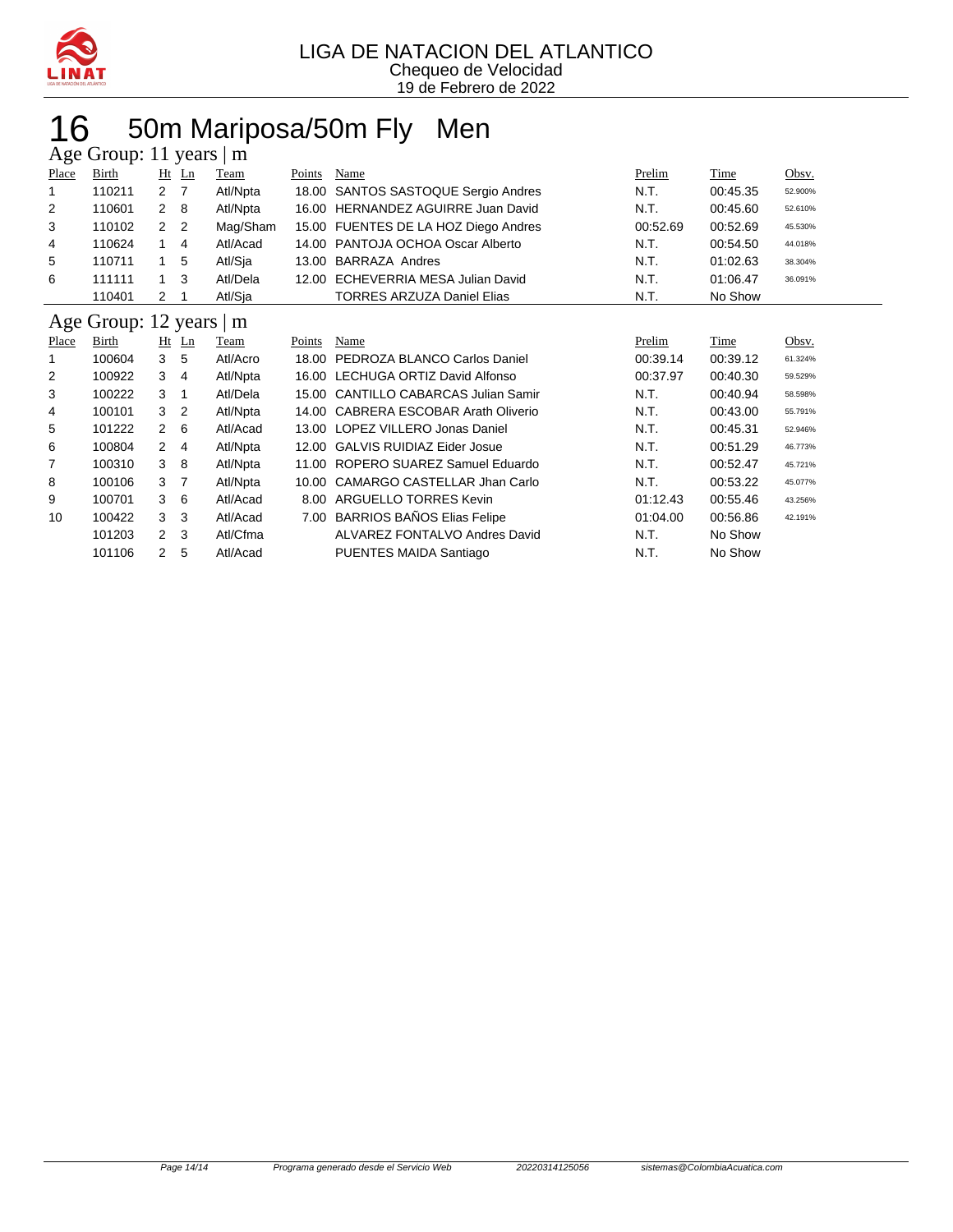LIGA DE NATACION DEL ATLANTICO
Chequeo de Velocidad
19 de Febrero de 2022

# 16 50m Mariposa/50m Fly Men

## Age Group: 11 years | m

| Place | Birth | Ht | Ln | Team | Points | Name | Prelim | Time | Obsv. |
|---|---|---|---|---|---|---|---|---|---|
| 1 | 110211 | 2 | 7 | Atl/Npta | 18.00 | SANTOS SASTOQUE Sergio Andres | N.T. | 00:45.35 | 52.900% |
| 2 | 110601 | 2 | 8 | Atl/Npta | 16.00 | HERNANDEZ AGUIRRE Juan David | N.T. | 00:45.60 | 52.610% |
| 3 | 110102 | 2 | 2 | Mag/Sham | 15.00 | FUENTES DE LA HOZ Diego Andres | 00:52.69 | 00:52.69 | 45.530% |
| 4 | 110624 | 1 | 4 | Atl/Acad | 14.00 | PANTOJA OCHOA Oscar Alberto | N.T. | 00:54.50 | 44.018% |
| 5 | 110711 | 1 | 5 | Atl/Sja | 13.00 | BARRAZA Andres | N.T. | 01:02.63 | 38.304% |
| 6 | 111111 | 1 | 3 | Atl/Dela | 12.00 | ECHEVERRIA MESA Julian David | N.T. | 01:06.47 | 36.091% |
| | 110401 | 2 | 1 | Atl/Sja | | TORRES ARZUZA Daniel Elias | N.T. | No Show | |

## Age Group: 12 years | m

| Place | Birth | Ht | Ln | Team | Points | Name | Prelim | Time | Obsv. |
|---|---|---|---|---|---|---|---|---|---|
| 1 | 100604 | 3 | 5 | Atl/Acro | 18.00 | PEDROZA BLANCO Carlos Daniel | 00:39.14 | 00:39.12 | 61.324% |
| 2 | 100922 | 3 | 4 | Atl/Npta | 16.00 | LECHUGA ORTIZ David Alfonso | 00:37.97 | 00:40.30 | 59.529% |
| 3 | 100222 | 3 | 1 | Atl/Dela | 15.00 | CANTILLO CABARCAS Julian Samir | N.T. | 00:40.94 | 58.598% |
| 4 | 100101 | 3 | 2 | Atl/Npta | 14.00 | CABRERA ESCOBAR Arath Oliverio | N.T. | 00:43.00 | 55.791% |
| 5 | 101222 | 2 | 6 | Atl/Acad | 13.00 | LOPEZ VILLERO Jonas Daniel | N.T. | 00:45.31 | 52.946% |
| 6 | 100804 | 2 | 4 | Atl/Npta | 12.00 | GALVIS RUIDIAZ Eider Josue | N.T. | 00:51.29 | 46.773% |
| 7 | 100310 | 3 | 8 | Atl/Npta | 11.00 | ROPERO SUAREZ Samuel Eduardo | N.T. | 00:52.47 | 45.721% |
| 8 | 100106 | 3 | 7 | Atl/Npta | 10.00 | CAMARGO CASTELLAR Jhan Carlo | N.T. | 00:53.22 | 45.077% |
| 9 | 100701 | 3 | 6 | Atl/Acad | 8.00 | ARGUELLO TORRES Kevin | 01:12.43 | 00:55.46 | 43.256% |
| 10 | 100422 | 3 | 3 | Atl/Acad | 7.00 | BARRIOS BAÑOS Elias Felipe | 01:04.00 | 00:56.86 | 42.191% |
| | 101203 | 2 | 3 | Atl/Cfma | | ALVAREZ FONTALVO Andres David | N.T. | No Show | |
| | 101106 | 2 | 5 | Atl/Acad | | PUENTES MAIDA Santiago | N.T. | No Show | |